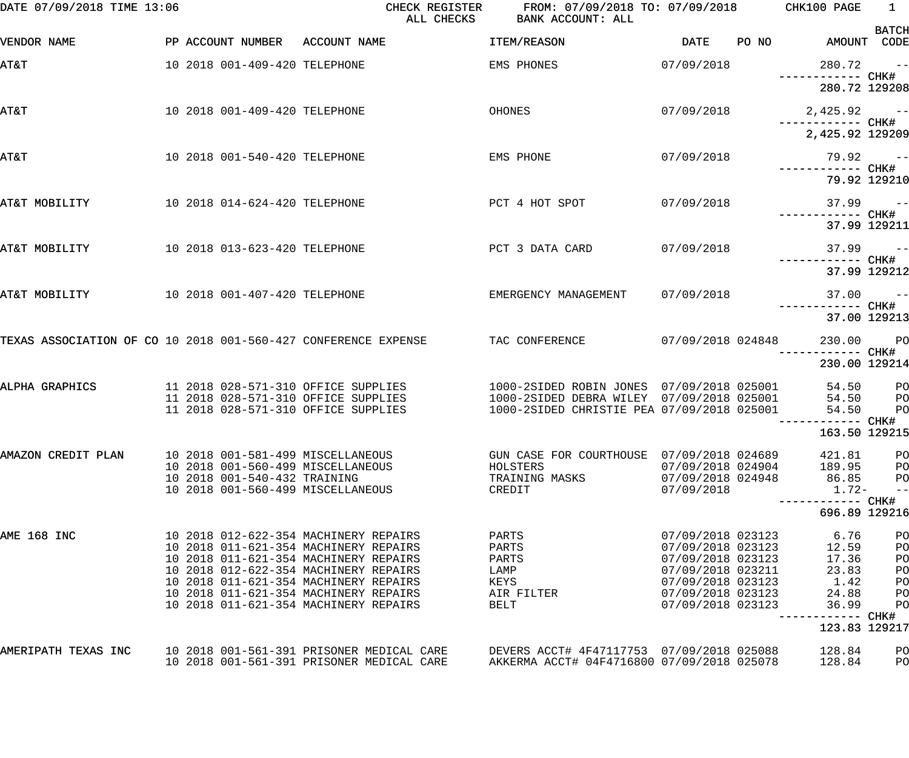DATE 07/09/2018 TIME 13:06 CHECK REGISTER FROM: 07/09/2018 TO: 07/09/2018

ALL CHECKS BANK ACCOUNT: ALL

| VENDOR NAME | PP | ACCOUNT NUMBER | ACCOUNT NAME | ITEM/REASON | DATE | PO NO | AMOUNT | BATCH CODE |
|---|---|---|---|---|---|---|---|---|
| AT&T | 10 | 2018 001-409-420 | TELEPHONE | EMS PHONES | 07/09/2018 | | 280.72 | -- |
| | | | | | | | ------------ | CHK# |
| | | | | | | | 280.72 | 129208 |
| AT&T | 10 | 2018 001-409-420 | TELEPHONE | OHONES | 07/09/2018 | | 2,425.92 | -- |
| | | | | | | | ------------ | CHK# |
| | | | | | | | 2,425.92 | 129209 |
| AT&T | 10 | 2018 001-540-420 | TELEPHONE | EMS PHONE | 07/09/2018 | | 79.92 | -- |
| | | | | | | | ------------ | CHK# |
| | | | | | | | 79.92 | 129210 |
| AT&T MOBILITY | 10 | 2018 014-624-420 | TELEPHONE | PCT 4 HOT SPOT | 07/09/2018 | | 37.99 | -- |
| | | | | | | | ------------ | CHK# |
| | | | | | | | 37.99 | 129211 |
| AT&T MOBILITY | 10 | 2018 013-623-420 | TELEPHONE | PCT 3 DATA CARD | 07/09/2018 | | 37.99 | -- |
| | | | | | | | ------------ | CHK# |
| | | | | | | | 37.99 | 129212 |
| AT&T MOBILITY | 10 | 2018 001-407-420 | TELEPHONE | EMERGENCY MANAGEMENT | 07/09/2018 | | 37.00 | -- |
| | | | | | | | ------------ | CHK# |
| | | | | | | | 37.00 | 129213 |
| TEXAS ASSOCIATION OF CO | 10 | 2018 001-560-427 | CONFERENCE EXPENSE | TAC CONFERENCE | 07/09/2018 | 024848 | 230.00 | PO |
| | | | | | | | ------------ | CHK# |
| | | | | | | | 230.00 | 129214 |
| ALPHA GRAPHICS | 11 | 2018 028-571-310 | OFFICE SUPPLIES | 1000-2SIDED ROBIN JONES | 07/09/2018 | 025001 | 54.50 | PO |
| | 11 | 2018 028-571-310 | OFFICE SUPPLIES | 1000-2SIDED DEBRA WILEY | 07/09/2018 | 025001 | 54.50 | PO |
| | 11 | 2018 028-571-310 | OFFICE SUPPLIES | 1000-2SIDED CHRISTIE PEA | 07/09/2018 | 025001 | 54.50 | PO |
| | | | | | | | ------------ | CHK# |
| | | | | | | | 163.50 | 129215 |
| AMAZON CREDIT PLAN | 10 | 2018 001-581-499 | MISCELLANEOUS | GUN CASE FOR COURTHOUSE | 07/09/2018 | 024689 | 421.81 | PO |
| | 10 | 2018 001-560-499 | MISCELLANEOUS | HOLSTERS | 07/09/2018 | 024904 | 189.95 | PO |
| | 10 | 2018 001-540-432 | TRAINING | TRAINING MASKS | 07/09/2018 | 024948 | 86.85 | PO |
| | 10 | 2018 001-560-499 | MISCELLANEOUS | CREDIT | 07/09/2018 | | 1.72- | -- |
| | | | | | | | ------------ | CHK# |
| | | | | | | | 696.89 | 129216 |
| AME 168 INC | 10 | 2018 012-622-354 | MACHINERY REPAIRS | PARTS | 07/09/2018 | 023123 | 6.76 | PO |
| | 10 | 2018 011-621-354 | MACHINERY REPAIRS | PARTS | 07/09/2018 | 023123 | 12.59 | PO |
| | 10 | 2018 011-621-354 | MACHINERY REPAIRS | PARTS | 07/09/2018 | 023123 | 17.36 | PO |
| | 10 | 2018 012-622-354 | MACHINERY REPAIRS | LAMP | 07/09/2018 | 023211 | 23.83 | PO |
| | 10 | 2018 011-621-354 | MACHINERY REPAIRS | KEYS | 07/09/2018 | 023123 | 1.42 | PO |
| | 10 | 2018 011-621-354 | MACHINERY REPAIRS | AIR FILTER | 07/09/2018 | 023123 | 24.88 | PO |
| | 10 | 2018 011-621-354 | MACHINERY REPAIRS | BELT | 07/09/2018 | 023123 | 36.99 | PO |
| | | | | | | | ------------ | CHK# |
| | | | | | | | 123.83 | 129217 |
| AMERIPATH TEXAS INC | 10 | 2018 001-561-391 | PRISONER MEDICAL CARE | DEVERS ACCT# 4F47117753 | 07/09/2018 | 025088 | 128.84 | PO |
| | 10 | 2018 001-561-391 | PRISONER MEDICAL CARE | AKKERMA ACCT# 04F4716800 | 07/09/2018 | 025078 | 128.84 | PO |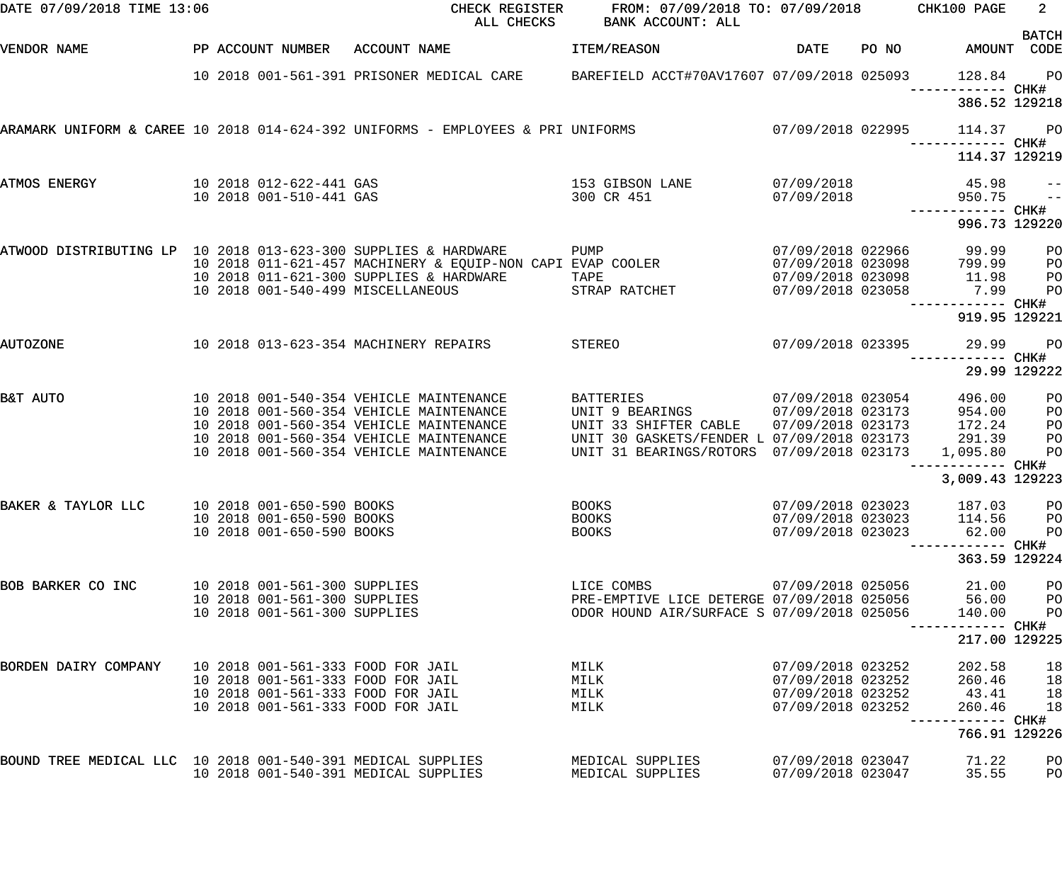| VENDOR NAME | PP ACCOUNT NUMBER | ACCOUNT NAME | ITEM/REASON | DATE | PO NO | AMOUNT | BATCH CODE |
|---|---|---|---|---|---|---|---|
| | 10 2018 001-561-391 | PRISONER MEDICAL CARE | BAREFIELD ACCT#70AV17607 | 07/09/2018 | 025093 | 128.84 | PO |
| | | | | | | ------------ | CHK# |
| | | | | | | 386.52 | 129218 |
| ARAMARK UNIFORM & CAREE | 10 2018 014-624-392 | UNIFORMS - EMPLOYEES & PRI | UNIFORMS | 07/09/2018 | 022995 | 114.37 | PO |
| | | | | | | ------------ | CHK# |
| | | | | | | 114.37 | 129219 |
| ATMOS ENERGY | 10 2018 012-622-441 | GAS | 153 GIBSON LANE | 07/09/2018 | | 45.98 | -- |
| | 10 2018 001-510-441 | GAS | 300 CR 451 | 07/09/2018 | | 950.75 | -- |
| | | | | | | ------------ | CHK# |
| | | | | | | 996.73 | 129220 |
| ATWOOD DISTRIBUTING LP | 10 2018 013-623-300 | SUPPLIES & HARDWARE | PUMP | 07/09/2018 | 022966 | 99.99 | PO |
| | 10 2018 011-621-457 | MACHINERY & EQUIP-NON CAPI | EVAP COOLER | 07/09/2018 | 023098 | 799.99 | PO |
| | 10 2018 011-621-300 | SUPPLIES & HARDWARE | TAPE | 07/09/2018 | 023098 | 11.98 | PO |
| | 10 2018 001-540-499 | MISCELLANEOUS | STRAP RATCHET | 07/09/2018 | 023058 | 7.99 | PO |
| | | | | | | ------------ | CHK# |
| | | | | | | 919.95 | 129221 |
| AUTOZONE | 10 2018 013-623-354 | MACHINERY REPAIRS | STEREO | 07/09/2018 | 023395 | 29.99 | PO |
| | | | | | | ------------ | CHK# |
| | | | | | | 29.99 | 129222 |
| B&T AUTO | 10 2018 001-540-354 | VEHICLE MAINTENANCE | BATTERIES | 07/09/2018 | 023054 | 496.00 | PO |
| | 10 2018 001-560-354 | VEHICLE MAINTENANCE | UNIT 9 BEARINGS | 07/09/2018 | 023173 | 954.00 | PO |
| | 10 2018 001-560-354 | VEHICLE MAINTENANCE | UNIT 33 SHIFTER CABLE | 07/09/2018 | 023173 | 172.24 | PO |
| | 10 2018 001-560-354 | VEHICLE MAINTENANCE | UNIT 30 GASKETS/FENDER L | 07/09/2018 | 023173 | 291.39 | PO |
| | 10 2018 001-560-354 | VEHICLE MAINTENANCE | UNIT 31 BEARINGS/ROTORS | 07/09/2018 | 023173 | 1,095.80 | PO |
| | | | | | | ------------ | CHK# |
| | | | | | | 3,009.43 | 129223 |
| BAKER & TAYLOR LLC | 10 2018 001-650-590 | BOOKS | BOOKS | 07/09/2018 | 023023 | 187.03 | PO |
| | 10 2018 001-650-590 | BOOKS | BOOKS | 07/09/2018 | 023023 | 114.56 | PO |
| | 10 2018 001-650-590 | BOOKS | BOOKS | 07/09/2018 | 023023 | 62.00 | PO |
| | | | | | | ------------ | CHK# |
| | | | | | | 363.59 | 129224 |
| BOB BARKER CO INC | 10 2018 001-561-300 | SUPPLIES | LICE COMBS | 07/09/2018 | 025056 | 21.00 | PO |
| | 10 2018 001-561-300 | SUPPLIES | PRE-EMPTIVE LICE DETERGE | 07/09/2018 | 025056 | 56.00 | PO |
| | 10 2018 001-561-300 | SUPPLIES | ODOR HOUND AIR/SURFACE S | 07/09/2018 | 025056 | 140.00 | PO |
| | | | | | | ------------ | CHK# |
| | | | | | | 217.00 | 129225 |
| BORDEN DAIRY COMPANY | 10 2018 001-561-333 | FOOD FOR JAIL | MILK | 07/09/2018 | 023252 | 202.58 | 18 |
| | 10 2018 001-561-333 | FOOD FOR JAIL | MILK | 07/09/2018 | 023252 | 260.46 | 18 |
| | 10 2018 001-561-333 | FOOD FOR JAIL | MILK | 07/09/2018 | 023252 | 43.41 | 18 |
| | 10 2018 001-561-333 | FOOD FOR JAIL | MILK | 07/09/2018 | 023252 | 260.46 | 18 |
| | | | | | | ------------ | CHK# |
| | | | | | | 766.91 | 129226 |
| BOUND TREE MEDICAL LLC | 10 2018 001-540-391 | MEDICAL SUPPLIES | MEDICAL SUPPLIES | 07/09/2018 | 023047 | 71.22 | PO |
| | 10 2018 001-540-391 | MEDICAL SUPPLIES | MEDICAL SUPPLIES | 07/09/2018 | 023047 | 35.55 | PO |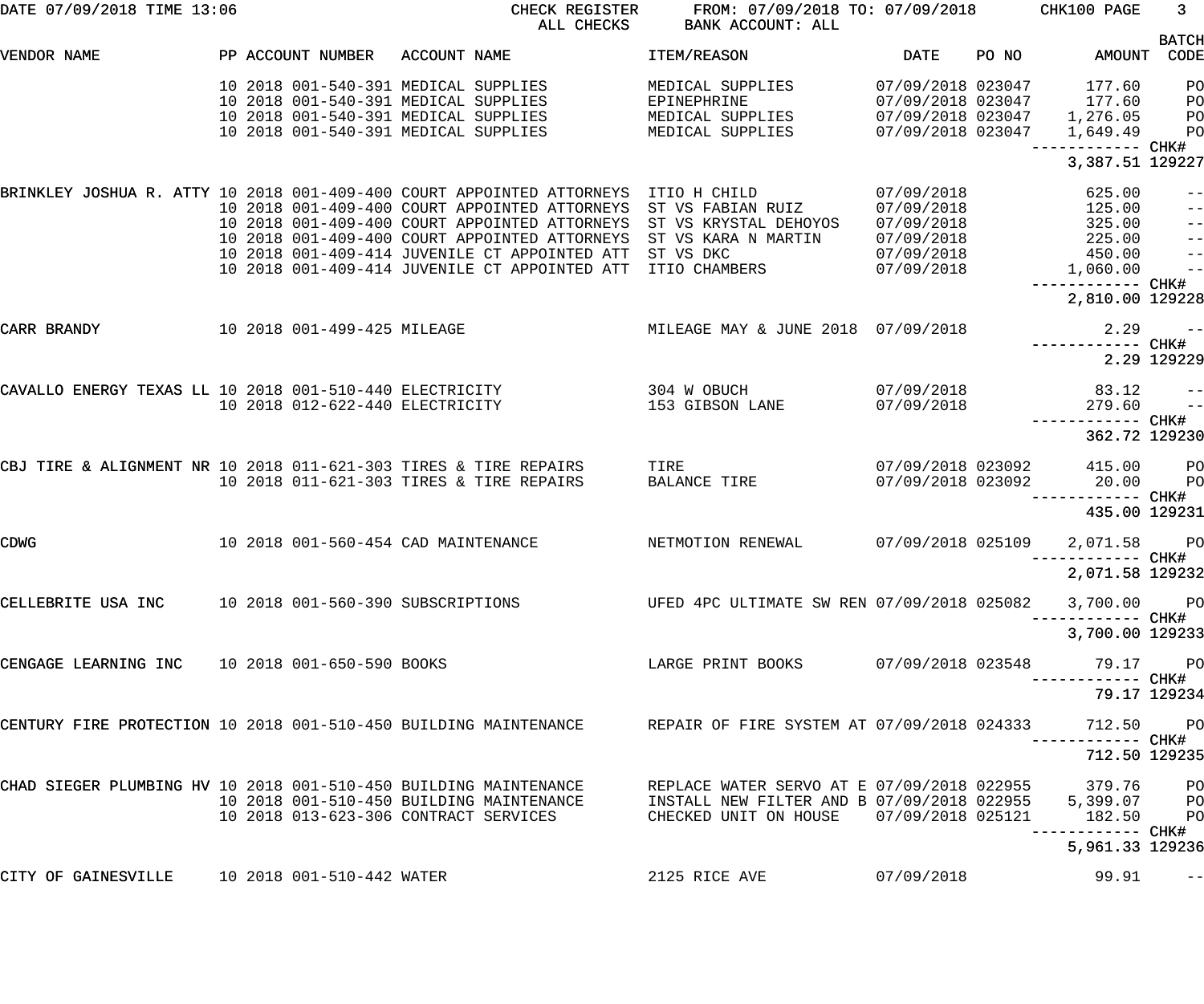DATE 07/09/2018 TIME 13:06 CHECK REGISTER FROM: 07/09/2018 TO: 07/09/2018 CHK100 PAGE 3
ALL CHECKS BANK ACCOUNT: ALL

| VENDOR NAME | PP | ACCOUNT NUMBER | ACCOUNT NAME | ITEM/REASON | DATE | PO NO | AMOUNT | BATCH CODE |
|---|---|---|---|---|---|---|---|---|
| | 10 2018 | 001-540-391 | MEDICAL SUPPLIES | MEDICAL SUPPLIES | 07/09/2018 | 023047 | 177.60 | PO |
| | 10 2018 | 001-540-391 | MEDICAL SUPPLIES | EPINEPHRINE | 07/09/2018 | 023047 | 177.60 | PO |
| | 10 2018 | 001-540-391 | MEDICAL SUPPLIES | MEDICAL SUPPLIES | 07/09/2018 | 023047 | 1,276.05 | PO |
| | 10 2018 | 001-540-391 | MEDICAL SUPPLIES | MEDICAL SUPPLIES | 07/09/2018 | 023047 | 1,649.49 | PO |
| | | | | | | | ------------ CHK# | |
| | | | | | | | 3,387.51 | 129227 |
| BRINKLEY JOSHUA R. ATTY | 10 2018 | 001-409-400 | COURT APPOINTED ATTORNEYS | ITIO H CHILD | 07/09/2018 | | 625.00 | -- |
| | 10 2018 | 001-409-400 | COURT APPOINTED ATTORNEYS | ST VS FABIAN RUIZ | 07/09/2018 | | 125.00 | -- |
| | 10 2018 | 001-409-400 | COURT APPOINTED ATTORNEYS | ST VS KRYSTAL DEHOYOS | 07/09/2018 | | 325.00 | -- |
| | 10 2018 | 001-409-400 | COURT APPOINTED ATTORNEYS | ST VS KARA N MARTIN | 07/09/2018 | | 225.00 | -- |
| | 10 2018 | 001-409-414 | JUVENILE CT APPOINTED ATT | ST VS DKC | 07/09/2018 | | 450.00 | -- |
| | 10 2018 | 001-409-414 | JUVENILE CT APPOINTED ATT | ITIO CHAMBERS | 07/09/2018 | | 1,060.00 | -- |
| | | | | | | | ------------ CHK# | |
| | | | | | | | 2,810.00 | 129228 |
| CARR BRANDY | 10 2018 | 001-499-425 | MILEAGE | MILEAGE MAY & JUNE 2018 | 07/09/2018 | | 2.29 | -- |
| | | | | | | | ------------ CHK# | |
| | | | | | | | 2.29 | 129229 |
| CAVALLO ENERGY TEXAS LL | 10 2018 | 001-510-440 | ELECTRICITY | 304 W OBUCH | 07/09/2018 | | 83.12 | -- |
| | 10 2018 | 012-622-440 | ELECTRICITY | 153 GIBSON LANE | 07/09/2018 | | 279.60 | -- |
| | | | | | | | ------------ CHK# | |
| | | | | | | | 362.72 | 129230 |
| CBJ TIRE & ALIGNMENT NR | 10 2018 | 011-621-303 | TIRES & TIRE REPAIRS | TIRE | 07/09/2018 | 023092 | 415.00 | PO |
| | 10 2018 | 011-621-303 | TIRES & TIRE REPAIRS | BALANCE TIRE | 07/09/2018 | 023092 | 20.00 | PO |
| | | | | | | | ------------ CHK# | |
| | | | | | | | 435.00 | 129231 |
| CDWG | 10 2018 | 001-560-454 | CAD MAINTENANCE | NETMOTION RENEWAL | 07/09/2018 | 025109 | 2,071.58 | PO |
| | | | | | | | ------------ CHK# | |
| | | | | | | | 2,071.58 | 129232 |
| CELLEBRITE USA INC | 10 2018 | 001-560-390 | SUBSCRIPTIONS | UFED 4PC ULTIMATE SW REN | 07/09/2018 | 025082 | 3,700.00 | PO |
| | | | | | | | ------------ CHK# | |
| | | | | | | | 3,700.00 | 129233 |
| CENGAGE LEARNING INC | 10 2018 | 001-650-590 | BOOKS | LARGE PRINT BOOKS | 07/09/2018 | 023548 | 79.17 | PO |
| | | | | | | | ------------ CHK# | |
| | | | | | | | 79.17 | 129234 |
| CENTURY FIRE PROTECTION | 10 2018 | 001-510-450 | BUILDING MAINTENANCE | REPAIR OF FIRE SYSTEM AT | 07/09/2018 | 024333 | 712.50 | PO |
| | | | | | | | ------------ CHK# | |
| | | | | | | | 712.50 | 129235 |
| CHAD SIEGER PLUMBING HV | 10 2018 | 001-510-450 | BUILDING MAINTENANCE | REPLACE WATER SERVO AT E | 07/09/2018 | 022955 | 379.76 | PO |
| | 10 2018 | 001-510-450 | BUILDING MAINTENANCE | INSTALL NEW FILTER AND B | 07/09/2018 | 022955 | 5,399.07 | PO |
| | 10 2018 | 013-623-306 | CONTRACT SERVICES | CHECKED UNIT ON HOUSE | 07/09/2018 | 025121 | 182.50 | PO |
| | | | | | | | ------------ CHK# | |
| | | | | | | | 5,961.33 | 129236 |
| CITY OF GAINESVILLE | 10 2018 | 001-510-442 | WATER | 2125 RICE AVE | 07/09/2018 | | 99.91 | -- |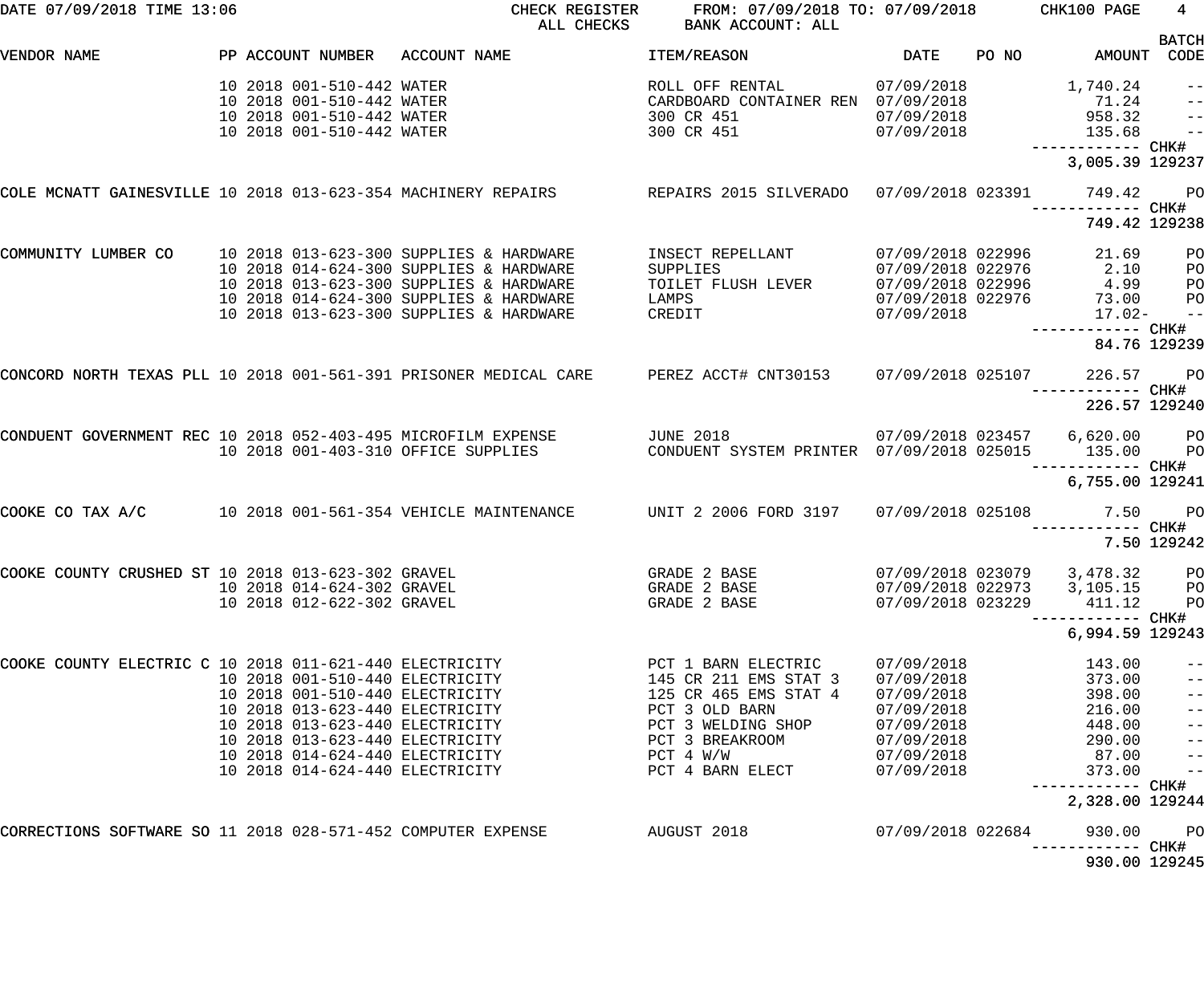DATE 07/09/2018 TIME 13:06 CHECK REGISTER FROM: 07/09/2018 TO: 07/09/2018 CHK100 PAGE 4
ALL CHECKS BANK ACCOUNT: ALL

| VENDOR NAME | PP | ACCOUNT NUMBER | ACCOUNT NAME | ITEM/REASON | DATE | PO NO | AMOUNT | BATCH CODE |
|---|---|---|---|---|---|---|---|---|
| | 10 2018 | 001-510-442 | WATER | ROLL OFF RENTAL | 07/09/2018 | | 1,740.24 | -- |
| | 10 2018 | 001-510-442 | WATER | CARDBOARD CONTAINER REN | 07/09/2018 | | 71.24 | -- |
| | 10 2018 | 001-510-442 | WATER | 300 CR 451 | 07/09/2018 | | 958.32 | -- |
| | 10 2018 | 001-510-442 | WATER | 300 CR 451 | 07/09/2018 | | 135.68 | -- |
| | | | | | | | 3,005.39 | CHK# 129237 |
| COLE MCNATT GAINESVILLE | 10 2018 | 013-623-354 | MACHINERY REPAIRS | REPAIRS 2015 SILVERADO | 07/09/2018 | 023391 | 749.42 | PO |
| | | | | | | | 749.42 | CHK# 129238 |
| COMMUNITY LUMBER CO | 10 2018 | 013-623-300 | SUPPLIES & HARDWARE | INSECT REPELLANT | 07/09/2018 | 022996 | 21.69 | PO |
| | 10 2018 | 014-624-300 | SUPPLIES & HARDWARE | SUPPLIES | 07/09/2018 | 022976 | 2.10 | PO |
| | 10 2018 | 013-623-300 | SUPPLIES & HARDWARE | TOILET FLUSH LEVER | 07/09/2018 | 022996 | 4.99 | PO |
| | 10 2018 | 014-624-300 | SUPPLIES & HARDWARE | LAMPS | 07/09/2018 | 022976 | 73.00 | PO |
| | 10 2018 | 013-623-300 | SUPPLIES & HARDWARE | CREDIT | 07/09/2018 | | 17.02- | -- |
| | | | | | | | 84.76 | CHK# 129239 |
| CONCORD NORTH TEXAS PLL | 10 2018 | 001-561-391 | PRISONER MEDICAL CARE | PEREZ ACCT# CNT30153 | 07/09/2018 | 025107 | 226.57 | PO |
| | | | | | | | 226.57 | CHK# 129240 |
| CONDUENT GOVERNMENT REC | 10 2018 | 052-403-495 | MICROFILM EXPENSE | JUNE 2018 | 07/09/2018 | 023457 | 6,620.00 | PO |
| | 10 2018 | 001-403-310 | OFFICE SUPPLIES | CONDUENT SYSTEM PRINTER | 07/09/2018 | 025015 | 135.00 | PO |
| | | | | | | | 6,755.00 | CHK# 129241 |
| COOKE CO TAX A/C | 10 2018 | 001-561-354 | VEHICLE MAINTENANCE | UNIT 2 2006 FORD 3197 | 07/09/2018 | 025108 | 7.50 | PO |
| | | | | | | | 7.50 | CHK# 129242 |
| COOKE COUNTY CRUSHED ST | 10 2018 | 013-623-302 | GRAVEL | GRADE 2 BASE | 07/09/2018 | 023079 | 3,478.32 | PO |
| | 10 2018 | 014-624-302 | GRAVEL | GRADE 2 BASE | 07/09/2018 | 022973 | 3,105.15 | PO |
| | 10 2018 | 012-622-302 | GRAVEL | GRADE 2 BASE | 07/09/2018 | 023229 | 411.12 | PO |
| | | | | | | | 6,994.59 | CHK# 129243 |
| COOKE COUNTY ELECTRIC C | 10 2018 | 011-621-440 | ELECTRICITY | PCT 1 BARN ELECTRIC | 07/09/2018 | | 143.00 | -- |
| | 10 2018 | 001-510-440 | ELECTRICITY | 145 CR 211 EMS STAT 3 | 07/09/2018 | | 373.00 | -- |
| | 10 2018 | 001-510-440 | ELECTRICITY | 125 CR 465 EMS STAT 4 | 07/09/2018 | | 398.00 | -- |
| | 10 2018 | 013-623-440 | ELECTRICITY | PCT 3 OLD BARN | 07/09/2018 | | 216.00 | -- |
| | 10 2018 | 013-623-440 | ELECTRICITY | PCT 3 WELDING SHOP | 07/09/2018 | | 448.00 | -- |
| | 10 2018 | 013-623-440 | ELECTRICITY | PCT 3 BREAKROOM | 07/09/2018 | | 290.00 | -- |
| | 10 2018 | 014-624-440 | ELECTRICITY | PCT 4 W/W | 07/09/2018 | | 87.00 | -- |
| | 10 2018 | 014-624-440 | ELECTRICITY | PCT 4 BARN ELECT | 07/09/2018 | | 373.00 | -- |
| | | | | | | | 2,328.00 | CHK# 129244 |
| CORRECTIONS SOFTWARE SO | 11 2018 | 028-571-452 | COMPUTER EXPENSE | AUGUST 2018 | 07/09/2018 | 022684 | 930.00 | PO |
| | | | | | | | 930.00 | CHK# 129245 |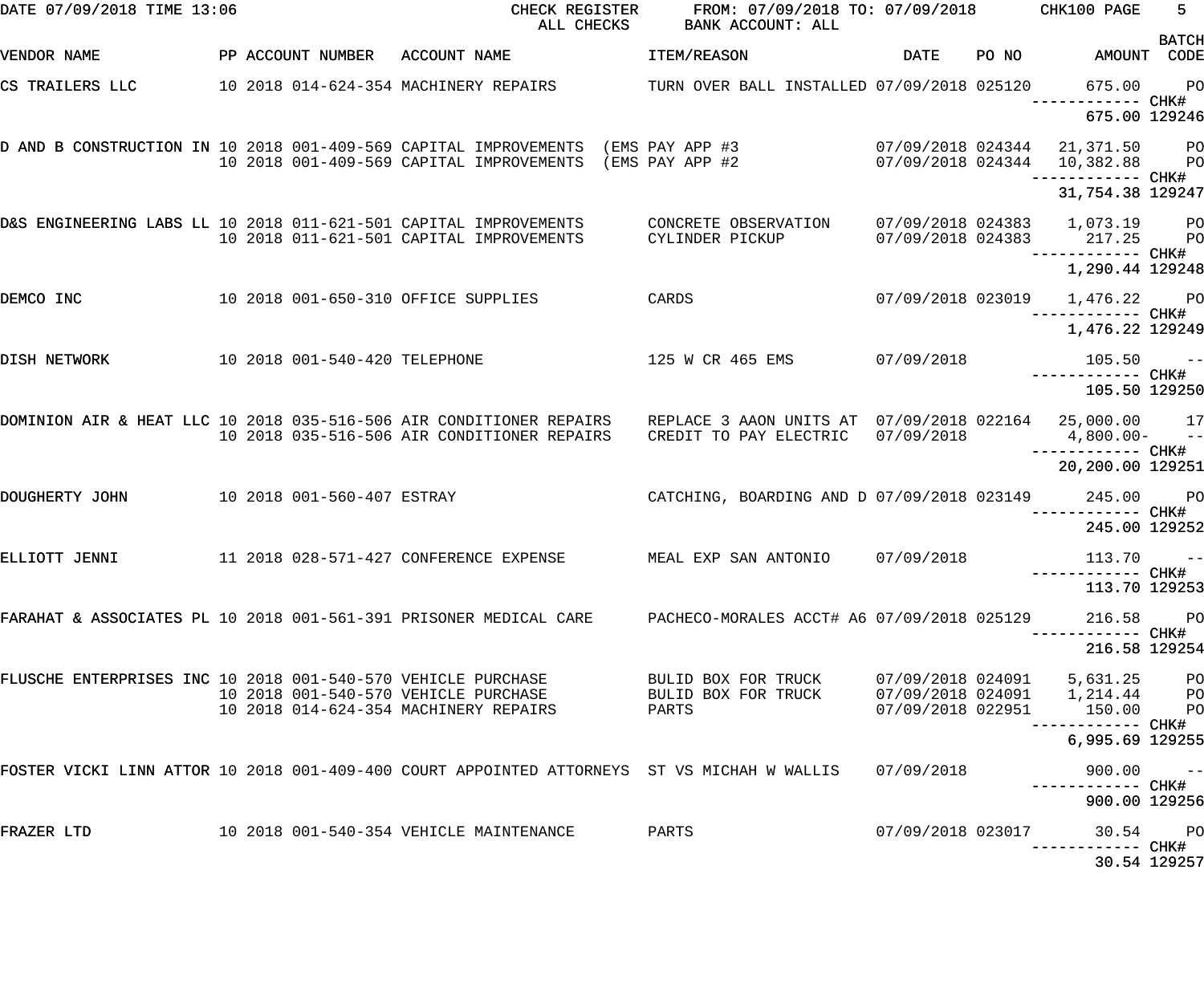DATE 07/09/2018 TIME 13:06 — CHECK REGISTER — ALL CHECKS — FROM: 07/09/2018 TO: 07/09/2018 — BANK ACCOUNT: ALL — CHK100 PAGE 5

| VENDOR NAME | PP | ACCOUNT NUMBER | ACCOUNT NAME | ITEM/REASON | DATE | PO NO | AMOUNT | BATCH CODE |
|---|---|---|---|---|---|---|---|---|
| CS TRAILERS LLC | 10 | 2018 014-624-354 | MACHINERY REPAIRS | TURN OVER BALL INSTALLED | 07/09/2018 | 025120 | 675.00 | PO |
| | | | | | | | ------------ | CHK# |
| | | | | | | | 675.00 | 129246 |
| D AND B CONSTRUCTION IN | 10 | 2018 001-409-569 | CAPITAL IMPROVEMENTS | (EMS PAY APP #3 | 07/09/2018 | 024344 | 21,371.50 | PO |
| | 10 | 2018 001-409-569 | CAPITAL IMPROVEMENTS | (EMS PAY APP #2 | 07/09/2018 | 024344 | 10,382.88 | PO |
| | | | | | | | ------------ | CHK# |
| | | | | | | | 31,754.38 | 129247 |
| D&S ENGINEERING LABS LL | 10 | 2018 011-621-501 | CAPITAL IMPROVEMENTS | CONCRETE OBSERVATION | 07/09/2018 | 024383 | 1,073.19 | PO |
| | 10 | 2018 011-621-501 | CAPITAL IMPROVEMENTS | CYLINDER PICKUP | 07/09/2018 | 024383 | 217.25 | PO |
| | | | | | | | ------------ | CHK# |
| | | | | | | | 1,290.44 | 129248 |
| DEMCO INC | 10 | 2018 001-650-310 | OFFICE SUPPLIES | CARDS | 07/09/2018 | 023019 | 1,476.22 | PO |
| | | | | | | | ------------ | CHK# |
| | | | | | | | 1,476.22 | 129249 |
| DISH NETWORK | 10 | 2018 001-540-420 | TELEPHONE | 125 W CR 465 EMS | 07/09/2018 | | 105.50 | -- |
| | | | | | | | ------------ | CHK# |
| | | | | | | | 105.50 | 129250 |
| DOMINION AIR & HEAT LLC | 10 | 2018 035-516-506 | AIR CONDITIONER REPAIRS | REPLACE 3 AAON UNITS AT | 07/09/2018 | 022164 | 25,000.00 | 17 |
| | 10 | 2018 035-516-506 | AIR CONDITIONER REPAIRS | CREDIT TO PAY ELECTRIC | 07/09/2018 | | 4,800.00- | -- |
| | | | | | | | ------------ | CHK# |
| | | | | | | | 20,200.00 | 129251 |
| DOUGHERTY JOHN | 10 | 2018 001-560-407 | ESTRAY | CATCHING, BOARDING AND D | 07/09/2018 | 023149 | 245.00 | PO |
| | | | | | | | ------------ | CHK# |
| | | | | | | | 245.00 | 129252 |
| ELLIOTT JENNI | 11 | 2018 028-571-427 | CONFERENCE EXPENSE | MEAL EXP SAN ANTONIO | 07/09/2018 | | 113.70 | -- |
| | | | | | | | ------------ | CHK# |
| | | | | | | | 113.70 | 129253 |
| FARAHAT & ASSOCIATES PL | 10 | 2018 001-561-391 | PRISONER MEDICAL CARE | PACHECO-MORALES ACCT# A6 | 07/09/2018 | 025129 | 216.58 | PO |
| | | | | | | | ------------ | CHK# |
| | | | | | | | 216.58 | 129254 |
| FLUSCHE ENTERPRISES INC | 10 | 2018 001-540-570 | VEHICLE PURCHASE | BULID BOX FOR TRUCK | 07/09/2018 | 024091 | 5,631.25 | PO |
| | 10 | 2018 001-540-570 | VEHICLE PURCHASE | BULID BOX FOR TRUCK | 07/09/2018 | 024091 | 1,214.44 | PO |
| | 10 | 2018 014-624-354 | MACHINERY REPAIRS | PARTS | 07/09/2018 | 022951 | 150.00 | PO |
| | | | | | | | ------------ | CHK# |
| | | | | | | | 6,995.69 | 129255 |
| FOSTER VICKI LINN ATTOR | 10 | 2018 001-409-400 | COURT APPOINTED ATTORNEYS | ST VS MICHAH W WALLIS | 07/09/2018 | | 900.00 | -- |
| | | | | | | | ------------ | CHK# |
| | | | | | | | 900.00 | 129256 |
| FRAZER LTD | 10 | 2018 001-540-354 | VEHICLE MAINTENANCE | PARTS | 07/09/2018 | 023017 | 30.54 | PO |
| | | | | | | | ------------ | CHK# |
| | | | | | | | 30.54 | 129257 |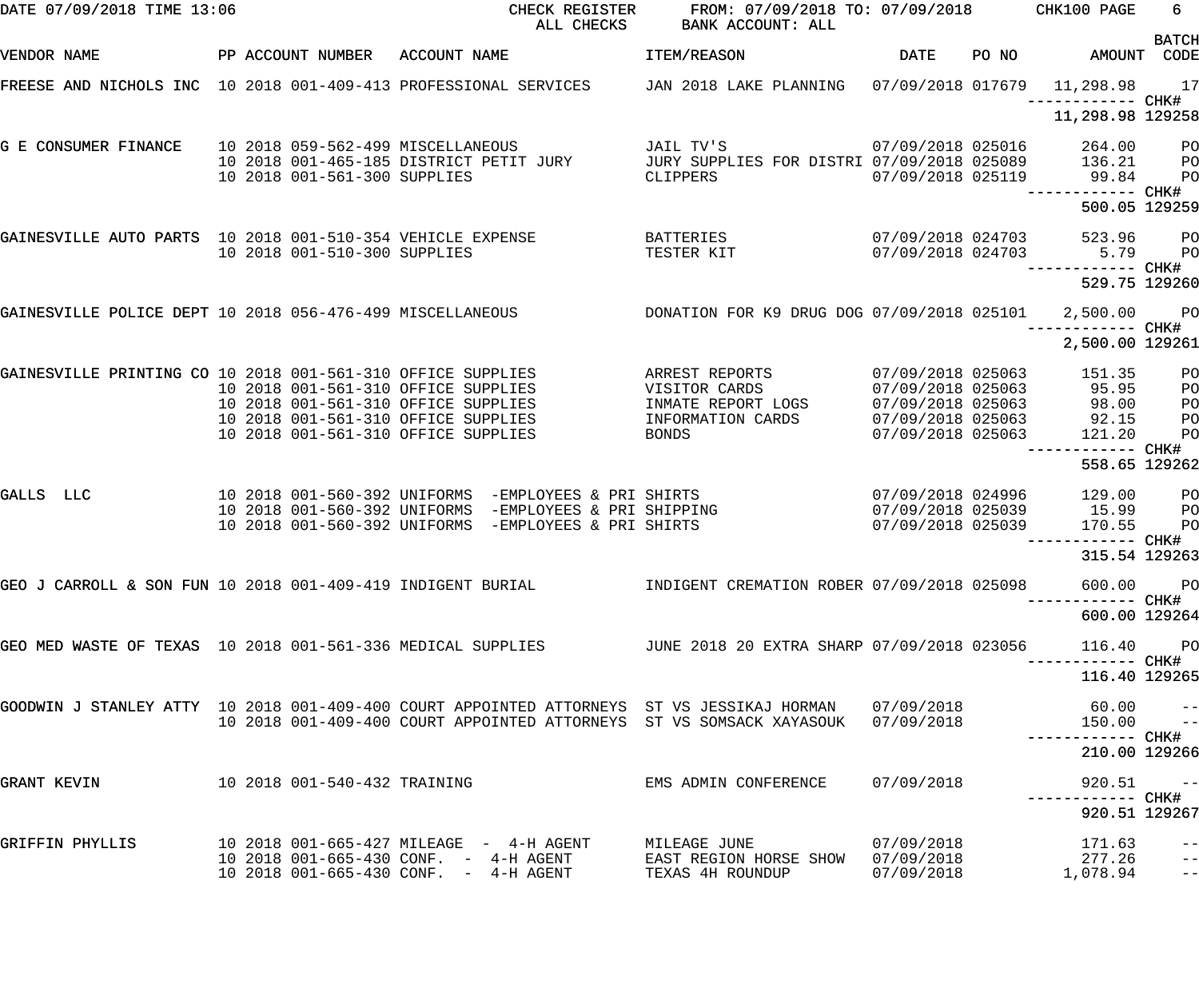DATE 07/09/2018 TIME 13:06 CHECK REGISTER FROM: 07/09/2018 TO: 07/09/2018 CHK100 PAGE 6

ALL CHECKS BANK ACCOUNT: ALL

| VENDOR NAME | PP | ACCOUNT NUMBER | ACCOUNT NAME | ITEM/REASON | DATE | PO NO | AMOUNT | BATCH CODE |
|---|---|---|---|---|---|---|---|---|
| FREESE AND NICHOLS INC | 10 | 2018 001-409-413 | PROFESSIONAL SERVICES | JAN 2018 LAKE PLANNING | 07/09/2018 | 017679 | 11,298.98 | 17 |
| | | | | | | | ------------ | CHK# |
| | | | | | | | 11,298.98 | 129258 |
| G E CONSUMER FINANCE | 10 | 2018 059-562-499 | MISCELLANEOUS | JAIL TV'S | 07/09/2018 | 025016 | 264.00 | PO |
| | 10 | 2018 001-465-185 | DISTRICT PETIT JURY | JURY SUPPLIES FOR DISTRI | 07/09/2018 | 025089 | 136.21 | PO |
| | 10 | 2018 001-561-300 | SUPPLIES | CLIPPERS | 07/09/2018 | 025119 | 99.84 | PO |
| | | | | | | | ------------ | CHK# |
| | | | | | | | 500.05 | 129259 |
| GAINESVILLE AUTO PARTS | 10 | 2018 001-510-354 | VEHICLE EXPENSE | BATTERIES | 07/09/2018 | 024703 | 523.96 | PO |
| | 10 | 2018 001-510-300 | SUPPLIES | TESTER KIT | 07/09/2018 | 024703 | 5.79 | PO |
| | | | | | | | ------------ | CHK# |
| | | | | | | | 529.75 | 129260 |
| GAINESVILLE POLICE DEPT | 10 | 2018 056-476-499 | MISCELLANEOUS | DONATION FOR K9 DRUG DOG | 07/09/2018 | 025101 | 2,500.00 | PO |
| | | | | | | | ------------ | CHK# |
| | | | | | | | 2,500.00 | 129261 |
| GAINESVILLE PRINTING CO | 10 | 2018 001-561-310 | OFFICE SUPPLIES | ARREST REPORTS | 07/09/2018 | 025063 | 151.35 | PO |
| | 10 | 2018 001-561-310 | OFFICE SUPPLIES | VISITOR CARDS | 07/09/2018 | 025063 | 95.95 | PO |
| | 10 | 2018 001-561-310 | OFFICE SUPPLIES | INMATE REPORT LOGS | 07/09/2018 | 025063 | 98.00 | PO |
| | 10 | 2018 001-561-310 | OFFICE SUPPLIES | INFORMATION CARDS | 07/09/2018 | 025063 | 92.15 | PO |
| | 10 | 2018 001-561-310 | OFFICE SUPPLIES | BONDS | 07/09/2018 | 025063 | 121.20 | PO |
| | | | | | | | ------------ | CHK# |
| | | | | | | | 558.65 | 129262 |
| GALLS LLC | 10 | 2018 001-560-392 | UNIFORMS -EMPLOYEES & PRI | SHIRTS | 07/09/2018 | 024996 | 129.00 | PO |
| | 10 | 2018 001-560-392 | UNIFORMS -EMPLOYEES & PRI | SHIPPING | 07/09/2018 | 025039 | 15.99 | PO |
| | 10 | 2018 001-560-392 | UNIFORMS -EMPLOYEES & PRI | SHIRTS | 07/09/2018 | 025039 | 170.55 | PO |
| | | | | | | | ------------ | CHK# |
| | | | | | | | 315.54 | 129263 |
| GEO J CARROLL & SON FUN | 10 | 2018 001-409-419 | INDIGENT BURIAL | INDIGENT CREMATION ROBER | 07/09/2018 | 025098 | 600.00 | PO |
| | | | | | | | ------------ | CHK# |
| | | | | | | | 600.00 | 129264 |
| GEO MED WASTE OF TEXAS | 10 | 2018 001-561-336 | MEDICAL SUPPLIES | JUNE 2018 20 EXTRA SHARP | 07/09/2018 | 023056 | 116.40 | PO |
| | | | | | | | ------------ | CHK# |
| | | | | | | | 116.40 | 129265 |
| GOODWIN J STANLEY ATTY | 10 | 2018 001-409-400 | COURT APPOINTED ATTORNEYS | ST VS JESSIKAJ HORMAN | 07/09/2018 | | 60.00 | -- |
| | 10 | 2018 001-409-400 | COURT APPOINTED ATTORNEYS | ST VS SOMSACK XAYASOUK | 07/09/2018 | | 150.00 | -- |
| | | | | | | | ------------ | CHK# |
| | | | | | | | 210.00 | 129266 |
| GRANT KEVIN | 10 | 2018 001-540-432 | TRAINING | EMS ADMIN CONFERENCE | 07/09/2018 | | 920.51 | -- |
| | | | | | | | ------------ | CHK# |
| | | | | | | | 920.51 | 129267 |
| GRIFFIN PHYLLIS | 10 | 2018 001-665-427 | MILEAGE - 4-H AGENT | MILEAGE JUNE | 07/09/2018 | | 171.63 | -- |
| | 10 | 2018 001-665-430 | CONF. - 4-H AGENT | EAST REGION HORSE SHOW | 07/09/2018 | | 277.26 | -- |
| | 10 | 2018 001-665-430 | CONF. - 4-H AGENT | TEXAS 4H ROUNDUP | 07/09/2018 | | 1,078.94 | -- |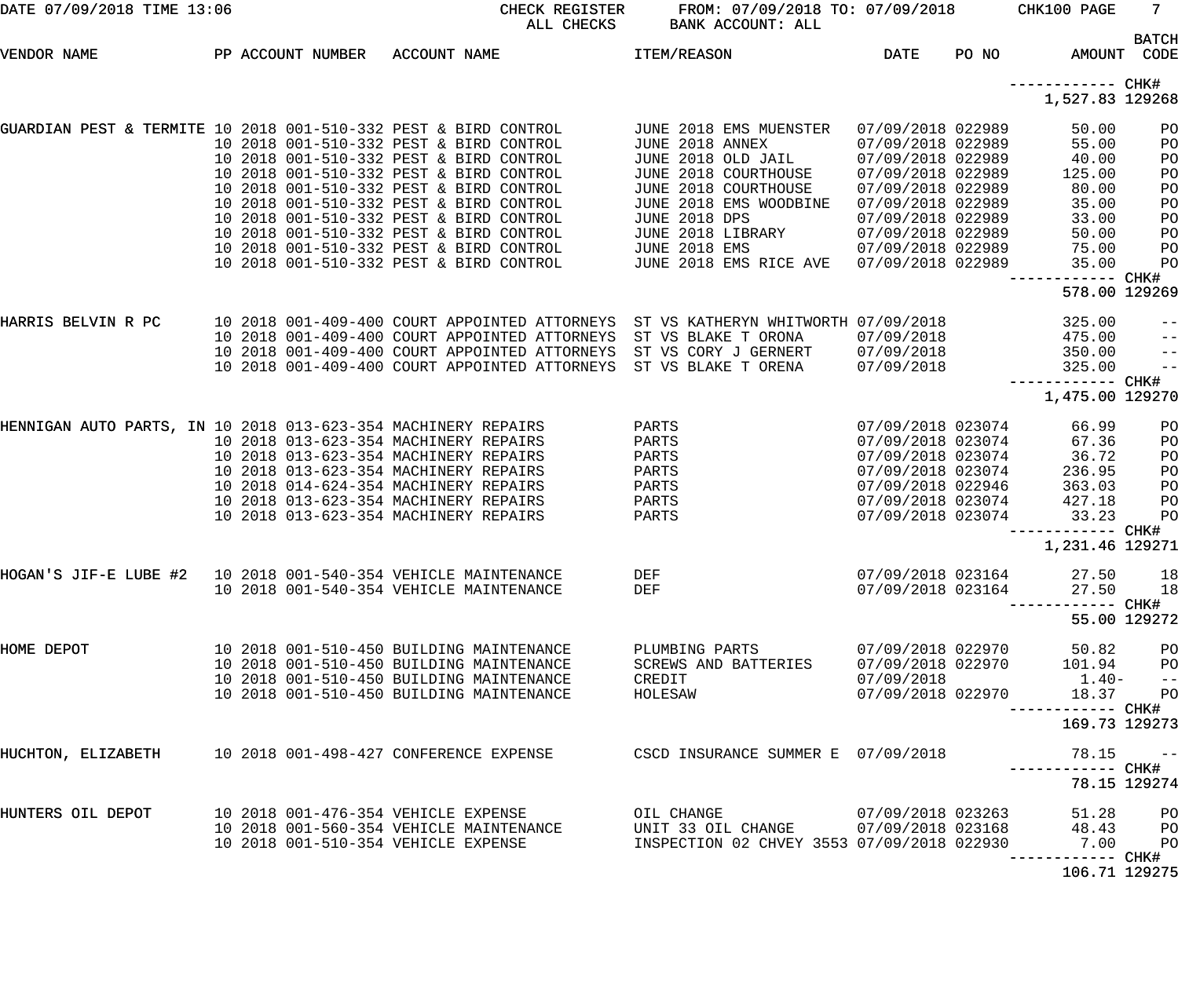DATE 07/09/2018 TIME 13:06 — CHECK REGISTER — ALL CHECKS — FROM: 07/09/2018 TO: 07/09/2018 — BANK ACCOUNT: ALL — CHK100 PAGE 7

| VENDOR NAME | PP | ACCOUNT NUMBER | ACCOUNT NAME | ITEM/REASON | DATE | PO NO | AMOUNT | BATCH CODE |
|---|---|---|---|---|---|---|---|---|
| | | | | | | | ------------ CHK# | |
| | | | | | | | 1,527.83 | 129268 |
| GUARDIAN PEST & TERMITE | 10 2018 | 001-510-332 | PEST & BIRD CONTROL | JUNE 2018 EMS MUENSTER | 07/09/2018 | 022989 | 50.00 | PO |
| | 10 2018 | 001-510-332 | PEST & BIRD CONTROL | JUNE 2018 ANNEX | 07/09/2018 | 022989 | 55.00 | PO |
| | 10 2018 | 001-510-332 | PEST & BIRD CONTROL | JUNE 2018 OLD JAIL | 07/09/2018 | 022989 | 40.00 | PO |
| | 10 2018 | 001-510-332 | PEST & BIRD CONTROL | JUNE 2018 COURTHOUSE | 07/09/2018 | 022989 | 125.00 | PO |
| | 10 2018 | 001-510-332 | PEST & BIRD CONTROL | JUNE 2018 COURTHOUSE | 07/09/2018 | 022989 | 80.00 | PO |
| | 10 2018 | 001-510-332 | PEST & BIRD CONTROL | JUNE 2018 EMS WOODBINE | 07/09/2018 | 022989 | 35.00 | PO |
| | 10 2018 | 001-510-332 | PEST & BIRD CONTROL | JUNE 2018 DPS | 07/09/2018 | 022989 | 33.00 | PO |
| | 10 2018 | 001-510-332 | PEST & BIRD CONTROL | JUNE 2018 LIBRARY | 07/09/2018 | 022989 | 50.00 | PO |
| | 10 2018 | 001-510-332 | PEST & BIRD CONTROL | JUNE 2018 EMS | 07/09/2018 | 022989 | 75.00 | PO |
| | 10 2018 | 001-510-332 | PEST & BIRD CONTROL | JUNE 2018 EMS RICE AVE | 07/09/2018 | 022989 | 35.00 | PO |
| | | | | | | | ------------ CHK# | |
| | | | | | | | 578.00 | 129269 |
| HARRIS BELVIN R PC | 10 2018 | 001-409-400 | COURT APPOINTED ATTORNEYS | ST VS KATHERYN WHITWORTH | 07/09/2018 | | 325.00 | -- |
| | 10 2018 | 001-409-400 | COURT APPOINTED ATTORNEYS | ST VS BLAKE T ORONA | 07/09/2018 | | 475.00 | -- |
| | 10 2018 | 001-409-400 | COURT APPOINTED ATTORNEYS | ST VS CORY J GERNERT | 07/09/2018 | | 350.00 | -- |
| | 10 2018 | 001-409-400 | COURT APPOINTED ATTORNEYS | ST VS BLAKE T ORENA | 07/09/2018 | | 325.00 | -- |
| | | | | | | | ------------ CHK# | |
| | | | | | | | 1,475.00 | 129270 |
| HENNIGAN AUTO PARTS, IN | 10 2018 | 013-623-354 | MACHINERY REPAIRS | PARTS | 07/09/2018 | 023074 | 66.99 | PO |
| | 10 2018 | 013-623-354 | MACHINERY REPAIRS | PARTS | 07/09/2018 | 023074 | 67.36 | PO |
| | 10 2018 | 013-623-354 | MACHINERY REPAIRS | PARTS | 07/09/2018 | 023074 | 36.72 | PO |
| | 10 2018 | 013-623-354 | MACHINERY REPAIRS | PARTS | 07/09/2018 | 023074 | 236.95 | PO |
| | 10 2018 | 014-624-354 | MACHINERY REPAIRS | PARTS | 07/09/2018 | 022946 | 363.03 | PO |
| | 10 2018 | 013-623-354 | MACHINERY REPAIRS | PARTS | 07/09/2018 | 023074 | 427.18 | PO |
| | 10 2018 | 013-623-354 | MACHINERY REPAIRS | PARTS | 07/09/2018 | 023074 | 33.23 | PO |
| | | | | | | | ------------ CHK# | |
| | | | | | | | 1,231.46 | 129271 |
| HOGAN'S JIF-E LUBE #2 | 10 2018 | 001-540-354 | VEHICLE MAINTENANCE | DEF | 07/09/2018 | 023164 | 27.50 | 18 |
| | 10 2018 | 001-540-354 | VEHICLE MAINTENANCE | DEF | 07/09/2018 | 023164 | 27.50 | 18 |
| | | | | | | | ------------ CHK# | |
| | | | | | | | 55.00 | 129272 |
| HOME DEPOT | 10 2018 | 001-510-450 | BUILDING MAINTENANCE | PLUMBING PARTS | 07/09/2018 | 022970 | 50.82 | PO |
| | 10 2018 | 001-510-450 | BUILDING MAINTENANCE | SCREWS AND BATTERIES | 07/09/2018 | 022970 | 101.94 | PO |
| | 10 2018 | 001-510-450 | BUILDING MAINTENANCE | CREDIT | 07/09/2018 | | 1.40- | -- |
| | 10 2018 | 001-510-450 | BUILDING MAINTENANCE | HOLESAW | 07/09/2018 | 022970 | 18.37 | PO |
| | | | | | | | ------------ CHK# | |
| | | | | | | | 169.73 | 129273 |
| HUCHTON, ELIZABETH | 10 2018 | 001-498-427 | CONFERENCE EXPENSE | CSCD INSURANCE SUMMER E | 07/09/2018 | | 78.15 | -- |
| | | | | | | | ------------ CHK# | |
| | | | | | | | 78.15 | 129274 |
| HUNTERS OIL DEPOT | 10 2018 | 001-476-354 | VEHICLE EXPENSE | OIL CHANGE | 07/09/2018 | 023263 | 51.28 | PO |
| | 10 2018 | 001-560-354 | VEHICLE MAINTENANCE | UNIT 33 OIL CHANGE | 07/09/2018 | 023168 | 48.43 | PO |
| | 10 2018 | 001-510-354 | VEHICLE EXPENSE | INSPECTION 02 CHVEY 3553 | 07/09/2018 | 022930 | 7.00 | PO |
| | | | | | | | ------------ CHK# | |
| | | | | | | | 106.71 | 129275 |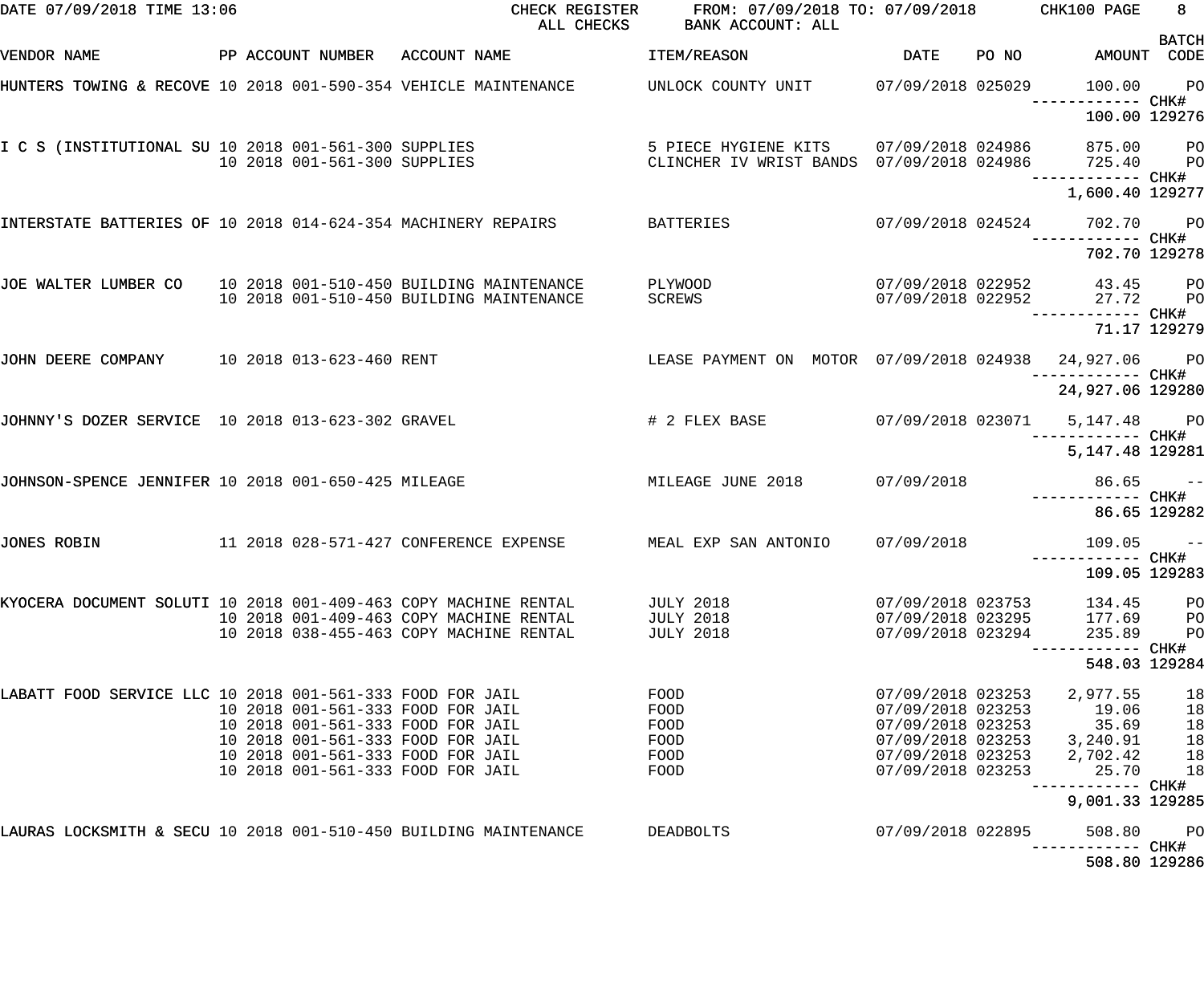DATE 07/09/2018 TIME 13:06 CHECK REGISTER FROM: 07/09/2018 TO: 07/09/2018 CHK100 PAGE 8
ALL CHECKS BANK ACCOUNT: ALL

| VENDOR NAME | PP | ACCOUNT NUMBER | ACCOUNT NAME | ITEM/REASON | DATE | PO NO | AMOUNT | BATCH CODE |
|---|---|---|---|---|---|---|---|---|
| HUNTERS TOWING & RECOVE | 10 2018 | 001-590-354 | VEHICLE MAINTENANCE | UNLOCK COUNTY UNIT | 07/09/2018 | 025029 | 100.00 | PO |
| | | | | | | | ------------ | CHK# |
| | | | | | | | 100.00 | 129276 |
| I C S (INSTITUTIONAL SU | 10 2018 | 001-561-300 | SUPPLIES | 5 PIECE HYGIENE KITS | 07/09/2018 | 024986 | 875.00 | PO |
| | 10 2018 | 001-561-300 | SUPPLIES | CLINCHER IV WRIST BANDS | 07/09/2018 | 024986 | 725.40 | PO |
| | | | | | | | ------------ | CHK# |
| | | | | | | | 1,600.40 | 129277 |
| INTERSTATE BATTERIES OF | 10 2018 | 014-624-354 | MACHINERY REPAIRS | BATTERIES | 07/09/2018 | 024524 | 702.70 | PO |
| | | | | | | | ------------ | CHK# |
| | | | | | | | 702.70 | 129278 |
| JOE WALTER LUMBER CO | 10 2018 | 001-510-450 | BUILDING MAINTENANCE | PLYWOOD | 07/09/2018 | 022952 | 43.45 | PO |
| | 10 2018 | 001-510-450 | BUILDING MAINTENANCE | SCREWS | 07/09/2018 | 022952 | 27.72 | PO |
| | | | | | | | ------------ | CHK# |
| | | | | | | | 71.17 | 129279 |
| JOHN DEERE COMPANY | 10 2018 | 013-623-460 | RENT | LEASE PAYMENT ON MOTOR | 07/09/2018 | 024938 | 24,927.06 | PO |
| | | | | | | | ------------ | CHK# |
| | | | | | | | 24,927.06 | 129280 |
| JOHNNY'S DOZER SERVICE | 10 2018 | 013-623-302 | GRAVEL | # 2 FLEX BASE | 07/09/2018 | 023071 | 5,147.48 | PO |
| | | | | | | | ------------ | CHK# |
| | | | | | | | 5,147.48 | 129281 |
| JOHNSON-SPENCE JENNIFER | 10 2018 | 001-650-425 | MILEAGE | MILEAGE JUNE 2018 | 07/09/2018 | | 86.65 | -- |
| | | | | | | | ------------ | CHK# |
| | | | | | | | 86.65 | 129282 |
| JONES ROBIN | 11 2018 | 028-571-427 | CONFERENCE EXPENSE | MEAL EXP SAN ANTONIO | 07/09/2018 | | 109.05 | -- |
| | | | | | | | ------------ | CHK# |
| | | | | | | | 109.05 | 129283 |
| KYOCERA DOCUMENT SOLUTI | 10 2018 | 001-409-463 | COPY MACHINE RENTAL | JULY 2018 | 07/09/2018 | 023753 | 134.45 | PO |
| | 10 2018 | 001-409-463 | COPY MACHINE RENTAL | JULY 2018 | 07/09/2018 | 023295 | 177.69 | PO |
| | 10 2018 | 038-455-463 | COPY MACHINE RENTAL | JULY 2018 | 07/09/2018 | 023294 | 235.89 | PO |
| | | | | | | | ------------ | CHK# |
| | | | | | | | 548.03 | 129284 |
| LABATT FOOD SERVICE LLC | 10 2018 | 001-561-333 | FOOD FOR JAIL | FOOD | 07/09/2018 | 023253 | 2,977.55 | 18 |
| | 10 2018 | 001-561-333 | FOOD FOR JAIL | FOOD | 07/09/2018 | 023253 | 19.06 | 18 |
| | 10 2018 | 001-561-333 | FOOD FOR JAIL | FOOD | 07/09/2018 | 023253 | 35.69 | 18 |
| | 10 2018 | 001-561-333 | FOOD FOR JAIL | FOOD | 07/09/2018 | 023253 | 3,240.91 | 18 |
| | 10 2018 | 001-561-333 | FOOD FOR JAIL | FOOD | 07/09/2018 | 023253 | 2,702.42 | 18 |
| | 10 2018 | 001-561-333 | FOOD FOR JAIL | FOOD | 07/09/2018 | 023253 | 25.70 | 18 |
| | | | | | | | ------------ | CHK# |
| | | | | | | | 9,001.33 | 129285 |
| LAURAS LOCKSMITH & SECU | 10 2018 | 001-510-450 | BUILDING MAINTENANCE | DEADBOLTS | 07/09/2018 | 022895 | 508.80 | PO |
| | | | | | | | ------------ | CHK# |
| | | | | | | | 508.80 | 129286 |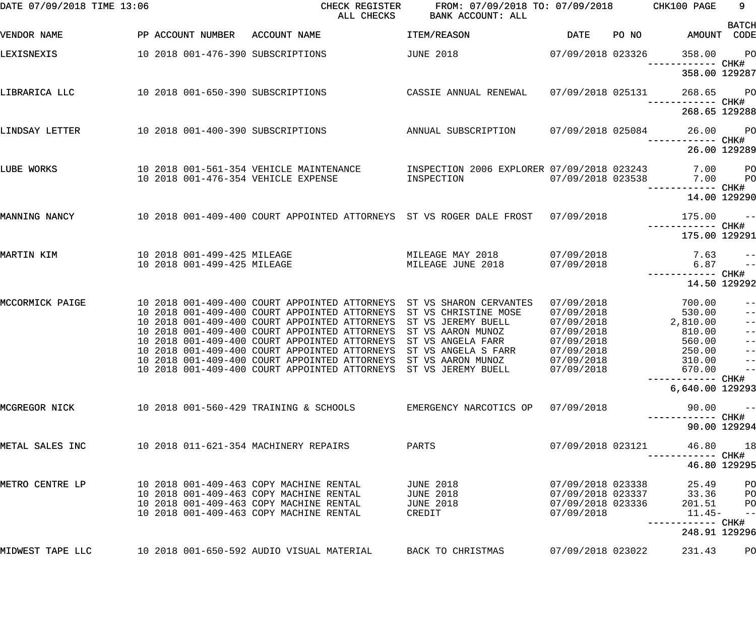DATE 07/09/2018 TIME 13:06 CHECK REGISTER FROM: 07/09/2018 TO: 07/09/2018

ALL CHECKS BANK ACCOUNT: ALL

| VENDOR NAME | PP | ACCOUNT NUMBER | ACCOUNT NAME | ITEM/REASON | DATE | PO NO | AMOUNT | BATCH CODE |
|---|---|---|---|---|---|---|---|---|
| LEXISNEXIS | 10 2018 | 001-476-390 | SUBSCRIPTIONS | JUNE 2018 | 07/09/2018 | 023326 | 358.00 | PO |
| | | | | | | | ------------ | CHK# |
| | | | | | | | 358.00 | 129287 |
| LIBRARICA LLC | 10 2018 | 001-650-390 | SUBSCRIPTIONS | CASSIE ANNUAL RENEWAL | 07/09/2018 | 025131 | 268.65 | PO |
| | | | | | | | ------------ | CHK# |
| | | | | | | | 268.65 | 129288 |
| LINDSAY LETTER | 10 2018 | 001-400-390 | SUBSCRIPTIONS | ANNUAL SUBSCRIPTION | 07/09/2018 | 025084 | 26.00 | PO |
| | | | | | | | ------------ | CHK# |
| | | | | | | | 26.00 | 129289 |
| LUBE WORKS | 10 2018 | 001-561-354 | VEHICLE MAINTENANCE | INSPECTION 2006 EXPLORER | 07/09/2018 | 023243 | 7.00 | PO |
| | 10 2018 | 001-476-354 | VEHICLE EXPENSE | INSPECTION | 07/09/2018 | 023538 | 7.00 | PO |
| | | | | | | | ------------ | CHK# |
| | | | | | | | 14.00 | 129290 |
| MANNING NANCY | 10 2018 | 001-409-400 | COURT APPOINTED ATTORNEYS | ST VS ROGER DALE FROST | 07/09/2018 | | 175.00 | -- |
| | | | | | | | ------------ | CHK# |
| | | | | | | | 175.00 | 129291 |
| MARTIN KIM | 10 2018 | 001-499-425 | MILEAGE | MILEAGE MAY 2018 | 07/09/2018 | | 7.63 | -- |
| | 10 2018 | 001-499-425 | MILEAGE | MILEAGE JUNE 2018 | 07/09/2018 | | 6.87 | -- |
| | | | | | | | ------------ | CHK# |
| | | | | | | | 14.50 | 129292 |
| MCCORMICK PAIGE | 10 2018 | 001-409-400 | COURT APPOINTED ATTORNEYS | ST VS SHARON CERVANTES | 07/09/2018 | | 700.00 | -- |
| | 10 2018 | 001-409-400 | COURT APPOINTED ATTORNEYS | ST VS CHRISTINE MOSE | 07/09/2018 | | 530.00 | -- |
| | 10 2018 | 001-409-400 | COURT APPOINTED ATTORNEYS | ST VS JEREMY BUELL | 07/09/2018 | | 2,810.00 | -- |
| | 10 2018 | 001-409-400 | COURT APPOINTED ATTORNEYS | ST VS AARON MUNOZ | 07/09/2018 | | 810.00 | -- |
| | 10 2018 | 001-409-400 | COURT APPOINTED ATTORNEYS | ST VS ANGELA FARR | 07/09/2018 | | 560.00 | -- |
| | 10 2018 | 001-409-400 | COURT APPOINTED ATTORNEYS | ST VS ANGELA S FARR | 07/09/2018 | | 250.00 | -- |
| | 10 2018 | 001-409-400 | COURT APPOINTED ATTORNEYS | ST VS AARON MUNOZ | 07/09/2018 | | 310.00 | -- |
| | 10 2018 | 001-409-400 | COURT APPOINTED ATTORNEYS | ST VS JEREMY BUELL | 07/09/2018 | | 670.00 | -- |
| | | | | | | | ------------ | CHK# |
| | | | | | | | 6,640.00 | 129293 |
| MCGREGOR NICK | 10 2018 | 001-560-429 | TRAINING & SCHOOLS | EMERGENCY NARCOTICS OP | 07/09/2018 | | 90.00 | -- |
| | | | | | | | ------------ | CHK# |
| | | | | | | | 90.00 | 129294 |
| METAL SALES INC | 10 2018 | 011-621-354 | MACHINERY REPAIRS | PARTS | 07/09/2018 | 023121 | 46.80 | 18 |
| | | | | | | | ------------ | CHK# |
| | | | | | | | 46.80 | 129295 |
| METRO CENTRE LP | 10 2018 | 001-409-463 | COPY MACHINE RENTAL | JUNE 2018 | 07/09/2018 | 023338 | 25.49 | PO |
| | 10 2018 | 001-409-463 | COPY MACHINE RENTAL | JUNE 2018 | 07/09/2018 | 023337 | 33.36 | PO |
| | 10 2018 | 001-409-463 | COPY MACHINE RENTAL | JUNE 2018 | 07/09/2018 | 023336 | 201.51 | PO |
| | 10 2018 | 001-409-463 | COPY MACHINE RENTAL | CREDIT | 07/09/2018 | | 11.45- | -- |
| | | | | | | | ------------ | CHK# |
| | | | | | | | 248.91 | 129296 |
| MIDWEST TAPE LLC | 10 2018 | 001-650-592 | AUDIO VISUAL MATERIAL | BACK TO CHRISTMAS | 07/09/2018 | 023022 | 231.43 | PO |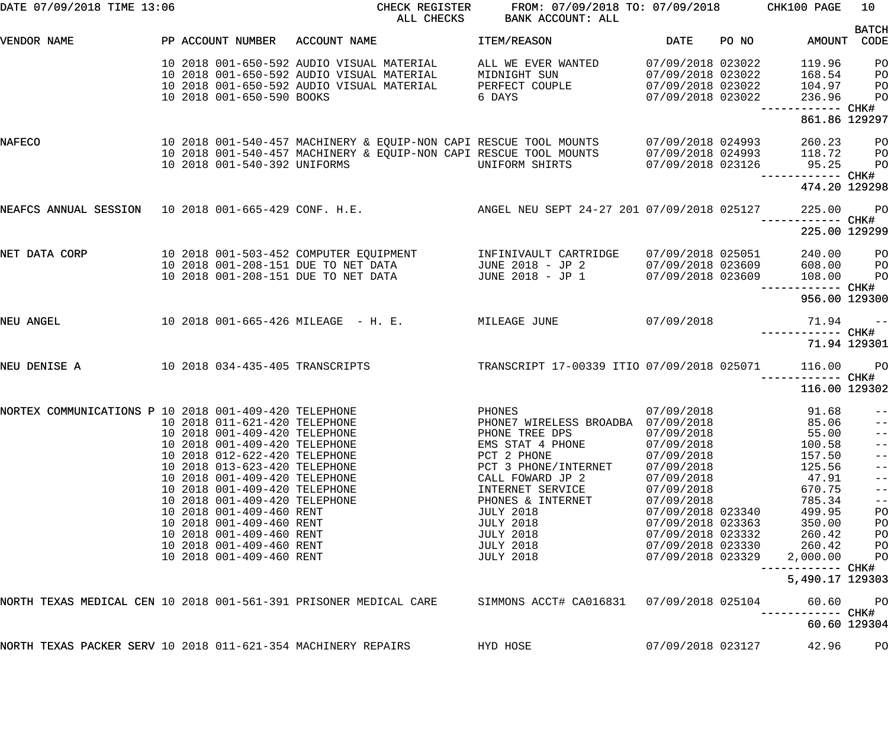DATE 07/09/2018 TIME 13:06 CHECK REGISTER FROM: 07/09/2018 TO: 07/09/2018 CHK100 PAGE 10
ALL CHECKS BANK ACCOUNT: ALL

| VENDOR NAME | PP | ACCOUNT NUMBER | ACCOUNT NAME | ITEM/REASON | DATE | PO NO | AMOUNT | BATCH CODE |
|---|---|---|---|---|---|---|---|---|
| | 10 2018 | 001-650-592 | AUDIO VISUAL MATERIAL | ALL WE EVER WANTED | 07/09/2018 | 023022 | 119.96 | PO |
| | 10 2018 | 001-650-592 | AUDIO VISUAL MATERIAL | MIDNIGHT SUN | 07/09/2018 | 023022 | 168.54 | PO |
| | 10 2018 | 001-650-592 | AUDIO VISUAL MATERIAL | PERFECT COUPLE | 07/09/2018 | 023022 | 104.97 | PO |
| | 10 2018 | 001-650-590 | BOOKS | 6 DAYS | 07/09/2018 | 023022 | 236.96 | PO |
| | | | | | | | ------------ | CHK# |
| | | | | | | | 861.86 | 129297 |
| NAFECO | 10 2018 | 001-540-457 | MACHINERY & EQUIP-NON CAPI | RESCUE TOOL MOUNTS | 07/09/2018 | 024993 | 260.23 | PO |
| | 10 2018 | 001-540-457 | MACHINERY & EQUIP-NON CAPI | RESCUE TOOL MOUNTS | 07/09/2018 | 024993 | 118.72 | PO |
| | 10 2018 | 001-540-392 | UNIFORMS | UNIFORM SHIRTS | 07/09/2018 | 023126 | 95.25 | PO |
| | | | | | | | ------------ | CHK# |
| | | | | | | | 474.20 | 129298 |
| NEAFCS ANNUAL SESSION | 10 2018 | 001-665-429 | CONF. H.E. | ANGEL NEU SEPT 24-27 201 | 07/09/2018 | 025127 | 225.00 | PO |
| | | | | | | | ------------ | CHK# |
| | | | | | | | 225.00 | 129299 |
| NET DATA CORP | 10 2018 | 001-503-452 | COMPUTER EQUIPMENT | INFINIVAULT CARTRIDGE | 07/09/2018 | 025051 | 240.00 | PO |
| | 10 2018 | 001-208-151 | DUE TO NET DATA | JUNE 2018 - JP 2 | 07/09/2018 | 023609 | 608.00 | PO |
| | 10 2018 | 001-208-151 | DUE TO NET DATA | JUNE 2018 - JP 1 | 07/09/2018 | 023609 | 108.00 | PO |
| | | | | | | | ------------ | CHK# |
| | | | | | | | 956.00 | 129300 |
| NEU ANGEL | 10 2018 | 001-665-426 | MILEAGE - H. E. | MILEAGE JUNE | 07/09/2018 | | 71.94 | -- |
| | | | | | | | ------------ | CHK# |
| | | | | | | | 71.94 | 129301 |
| NEU DENISE A | 10 2018 | 034-435-405 | TRANSCRIPTS | TRANSCRIPT 17-00339 ITIO | 07/09/2018 | 025071 | 116.00 | PO |
| | | | | | | | ------------ | CHK# |
| | | | | | | | 116.00 | 129302 |
| NORTEX COMMUNICATIONS P | 10 2018 | 001-409-420 | TELEPHONE | PHONES | 07/09/2018 | | 91.68 | -- |
| | 10 2018 | 011-621-420 | TELEPHONE | PHONE7 WIRELESS BROADBA | 07/09/2018 | | 85.06 | -- |
| | 10 2018 | 001-409-420 | TELEPHONE | PHONE TREE DPS | 07/09/2018 | | 55.00 | -- |
| | 10 2018 | 001-409-420 | TELEPHONE | EMS STAT 4 PHONE | 07/09/2018 | | 100.58 | -- |
| | 10 2018 | 012-622-420 | TELEPHONE | PCT 2 PHONE | 07/09/2018 | | 157.50 | -- |
| | 10 2018 | 013-623-420 | TELEPHONE | PCT 3 PHONE/INTERNET | 07/09/2018 | | 125.56 | -- |
| | 10 2018 | 001-409-420 | TELEPHONE | CALL FOWARD JP 2 | 07/09/2018 | | 47.91 | -- |
| | 10 2018 | 001-409-420 | TELEPHONE | INTERNET SERVICE | 07/09/2018 | | 670.75 | -- |
| | 10 2018 | 001-409-420 | TELEPHONE | PHONES & INTERNET | 07/09/2018 | | 785.34 | -- |
| | 10 2018 | 001-409-460 | RENT | JULY 2018 | 07/09/2018 | 023340 | 499.95 | PO |
| | 10 2018 | 001-409-460 | RENT | JULY 2018 | 07/09/2018 | 023363 | 350.00 | PO |
| | 10 2018 | 001-409-460 | RENT | JULY 2018 | 07/09/2018 | 023332 | 260.42 | PO |
| | 10 2018 | 001-409-460 | RENT | JULY 2018 | 07/09/2018 | 023330 | 260.42 | PO |
| | 10 2018 | 001-409-460 | RENT | JULY 2018 | 07/09/2018 | 023329 | 2,000.00 | PO |
| | | | | | | | ------------ | CHK# |
| | | | | | | | 5,490.17 | 129303 |
| NORTH TEXAS MEDICAL CEN | 10 2018 | 001-561-391 | PRISONER MEDICAL CARE | SIMMONS ACCT# CA016831 | 07/09/2018 | 025104 | 60.60 | PO |
| | | | | | | | ------------ | CHK# |
| | | | | | | | 60.60 | 129304 |
| NORTH TEXAS PACKER SERV | 10 2018 | 011-621-354 | MACHINERY REPAIRS | HYD HOSE | 07/09/2018 | 023127 | 42.96 | PO |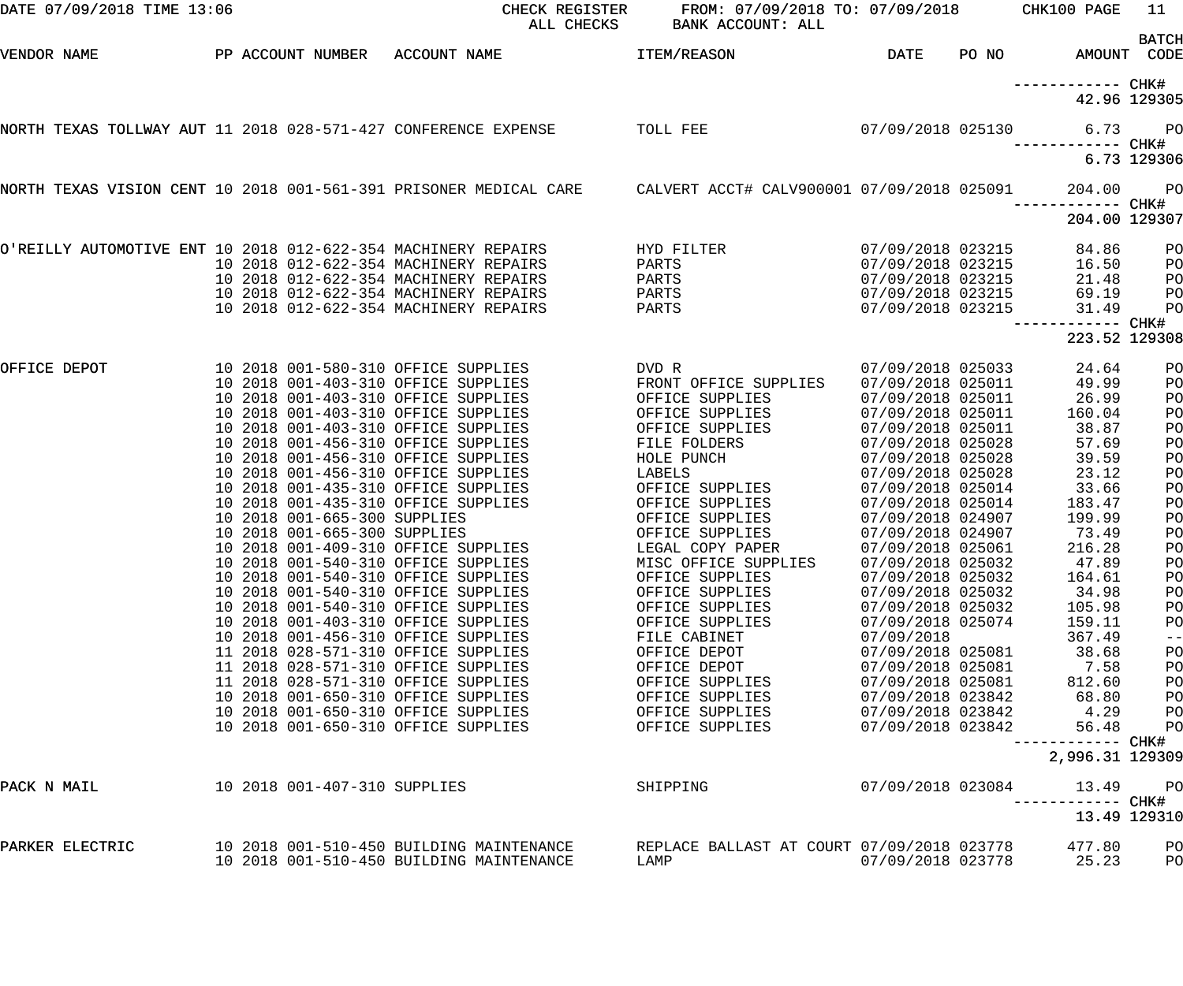DATE 07/09/2018 TIME 13:06 — CHECK REGISTER — ALL CHECKS — FROM: 07/09/2018 TO: 07/09/2018 — BANK ACCOUNT: ALL — CHK100 PAGE 11

| VENDOR NAME | PP | ACCOUNT NUMBER | ACCOUNT NAME | ITEM/REASON | DATE | PO NO | AMOUNT | BATCH CODE |
|---|---|---|---|---|---|---|---|---|
| | | | | | | | ------------ | CHK# |
| | | | | | | | 42.96 | 129305 |
| NORTH TEXAS TOLLWAY AUT | 11 2018 | 028-571-427 | CONFERENCE EXPENSE | TOLL FEE | 07/09/2018 | 025130 | 6.73 | PO |
| | | | | | | | ------------ | CHK# |
| | | | | | | | 6.73 | 129306 |
| NORTH TEXAS VISION CENT | 10 2018 | 001-561-391 | PRISONER MEDICAL CARE | CALVERT ACCT# CALV900001 | 07/09/2018 | 025091 | 204.00 | PO |
| | | | | | | | ------------ | CHK# |
| | | | | | | | 204.00 | 129307 |
| O'REILLY AUTOMOTIVE ENT | 10 2018 | 012-622-354 | MACHINERY REPAIRS | HYD FILTER | 07/09/2018 | 023215 | 84.86 | PO |
| | 10 2018 | 012-622-354 | MACHINERY REPAIRS | PARTS | 07/09/2018 | 023215 | 16.50 | PO |
| | 10 2018 | 012-622-354 | MACHINERY REPAIRS | PARTS | 07/09/2018 | 023215 | 21.48 | PO |
| | 10 2018 | 012-622-354 | MACHINERY REPAIRS | PARTS | 07/09/2018 | 023215 | 69.19 | PO |
| | 10 2018 | 012-622-354 | MACHINERY REPAIRS | PARTS | 07/09/2018 | 023215 | 31.49 | PO |
| | | | | | | | ------------ | CHK# |
| | | | | | | | 223.52 | 129308 |
| OFFICE DEPOT | 10 2018 | 001-580-310 | OFFICE SUPPLIES | DVD R | 07/09/2018 | 025033 | 24.64 | PO |
| | 10 2018 | 001-403-310 | OFFICE SUPPLIES | FRONT OFFICE SUPPLIES | 07/09/2018 | 025011 | 49.99 | PO |
| | 10 2018 | 001-403-310 | OFFICE SUPPLIES | OFFICE SUPPLIES | 07/09/2018 | 025011 | 26.99 | PO |
| | 10 2018 | 001-403-310 | OFFICE SUPPLIES | OFFICE SUPPLIES | 07/09/2018 | 025011 | 160.04 | PO |
| | 10 2018 | 001-403-310 | OFFICE SUPPLIES | OFFICE SUPPLIES | 07/09/2018 | 025011 | 38.87 | PO |
| | 10 2018 | 001-456-310 | OFFICE SUPPLIES | FILE FOLDERS | 07/09/2018 | 025028 | 57.69 | PO |
| | 10 2018 | 001-456-310 | OFFICE SUPPLIES | HOLE PUNCH | 07/09/2018 | 025028 | 39.59 | PO |
| | 10 2018 | 001-456-310 | OFFICE SUPPLIES | LABELS | 07/09/2018 | 025028 | 23.12 | PO |
| | 10 2018 | 001-435-310 | OFFICE SUPPLIES | OFFICE SUPPLIES | 07/09/2018 | 025014 | 33.66 | PO |
| | 10 2018 | 001-435-310 | OFFICE SUPPLIES | OFFICE SUPPLIES | 07/09/2018 | 025014 | 183.47 | PO |
| | 10 2018 | 001-665-300 | SUPPLIES | OFFICE SUPPLIES | 07/09/2018 | 024907 | 199.99 | PO |
| | 10 2018 | 001-665-300 | SUPPLIES | OFFICE SUPPLIES | 07/09/2018 | 024907 | 73.49 | PO |
| | 10 2018 | 001-409-310 | OFFICE SUPPLIES | LEGAL COPY PAPER | 07/09/2018 | 025061 | 216.28 | PO |
| | 10 2018 | 001-540-310 | OFFICE SUPPLIES | MISC OFFICE SUPPLIES | 07/09/2018 | 025032 | 47.89 | PO |
| | 10 2018 | 001-540-310 | OFFICE SUPPLIES | OFFICE SUPPLIES | 07/09/2018 | 025032 | 164.61 | PO |
| | 10 2018 | 001-540-310 | OFFICE SUPPLIES | OFFICE SUPPLIES | 07/09/2018 | 025032 | 34.98 | PO |
| | 10 2018 | 001-540-310 | OFFICE SUPPLIES | OFFICE SUPPLIES | 07/09/2018 | 025032 | 105.98 | PO |
| | 10 2018 | 001-403-310 | OFFICE SUPPLIES | OFFICE SUPPLIES | 07/09/2018 | 025074 | 159.11 | PO |
| | 10 2018 | 001-456-310 | OFFICE SUPPLIES | FILE CABINET | 07/09/2018 | | 367.49 | -- |
| | 11 2018 | 028-571-310 | OFFICE SUPPLIES | OFFICE DEPOT | 07/09/2018 | 025081 | 38.68 | PO |
| | 11 2018 | 028-571-310 | OFFICE SUPPLIES | OFFICE DEPOT | 07/09/2018 | 025081 | 7.58 | PO |
| | 11 2018 | 028-571-310 | OFFICE SUPPLIES | OFFICE SUPPLIES | 07/09/2018 | 025081 | 812.60 | PO |
| | 10 2018 | 001-650-310 | OFFICE SUPPLIES | OFFICE SUPPLIES | 07/09/2018 | 023842 | 68.80 | PO |
| | 10 2018 | 001-650-310 | OFFICE SUPPLIES | OFFICE SUPPLIES | 07/09/2018 | 023842 | 4.29 | PO |
| | 10 2018 | 001-650-310 | OFFICE SUPPLIES | OFFICE SUPPLIES | 07/09/2018 | 023842 | 56.48 | PO |
| | | | | | | | ------------ | CHK# |
| | | | | | | | 2,996.31 | 129309 |
| PACK N MAIL | 10 2018 | 001-407-310 | SUPPLIES | SHIPPING | 07/09/2018 | 023084 | 13.49 | PO |
| | | | | | | | ------------ | CHK# |
| | | | | | | | 13.49 | 129310 |
| PARKER ELECTRIC | 10 2018 | 001-510-450 | BUILDING MAINTENANCE | REPLACE BALLAST AT COURT | 07/09/2018 | 023778 | 477.80 | PO |
| | 10 2018 | 001-510-450 | BUILDING MAINTENANCE | LAMP | 07/09/2018 | 023778 | 25.23 | PO |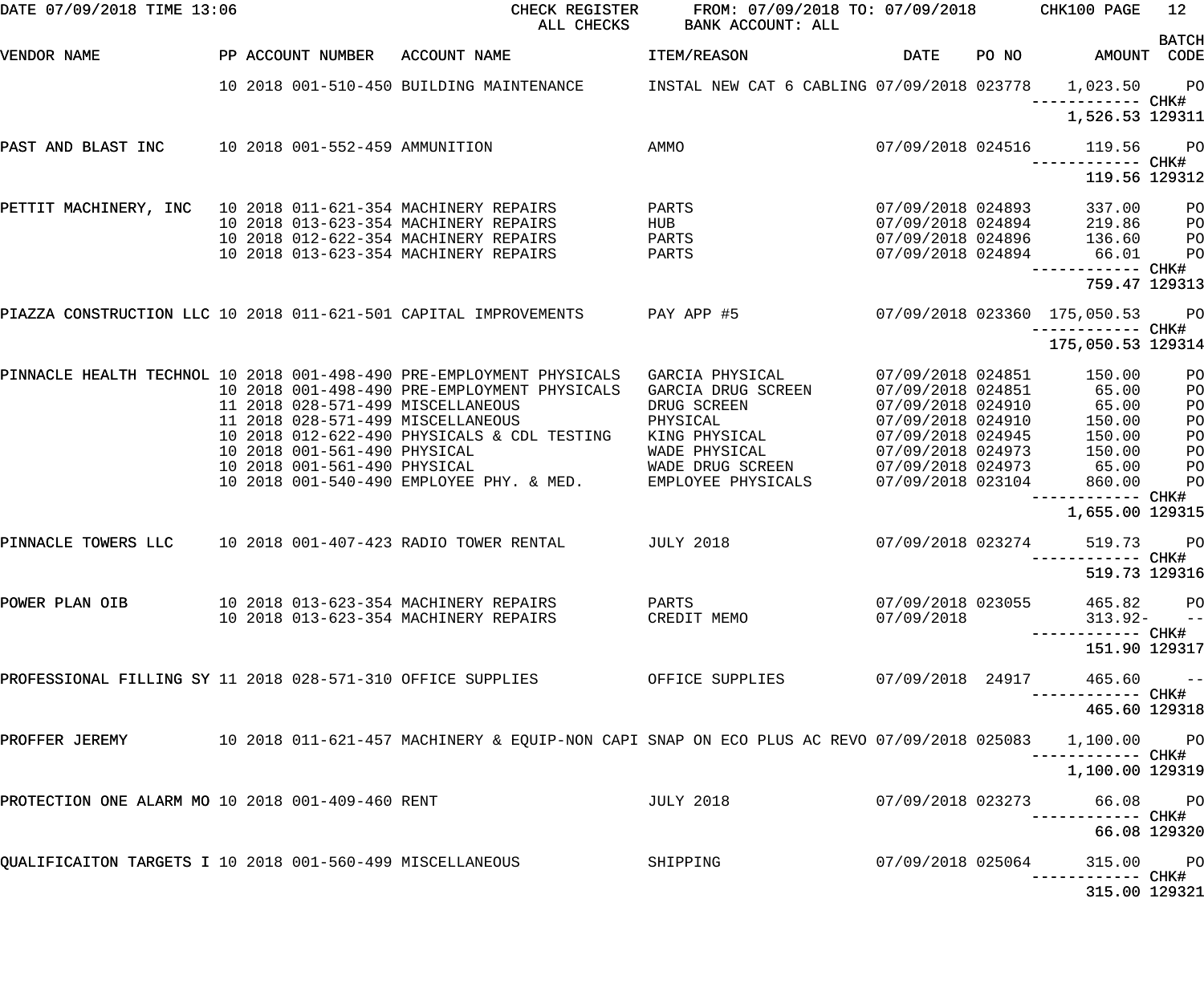DATE 07/09/2018 TIME 13:06 CHECK REGISTER FROM: 07/09/2018 TO: 07/09/2018 CHK100 PAGE 12
ALL CHECKS BANK ACCOUNT: ALL

| VENDOR NAME | PP | ACCOUNT NUMBER | ACCOUNT NAME | ITEM/REASON | DATE | PO NO | AMOUNT | BATCH CODE |
|---|---|---|---|---|---|---|---|---|
| | 10 2018 | 001-510-450 | BUILDING MAINTENANCE | INSTAL NEW CAT 6 CABLING | 07/09/2018 | 023778 | 1,023.50 | PO |
| | | | | | | | 1,526.53 | CHK# 129311 |
| PAST AND BLAST INC | 10 2018 | 001-552-459 | AMMUNITION | AMMO | 07/09/2018 | 024516 | 119.56 | PO |
| | | | | | | | 119.56 | CHK# 129312 |
| PETTIT MACHINERY, INC | 10 2018 | 011-621-354 | MACHINERY REPAIRS | PARTS | 07/09/2018 | 024893 | 337.00 | PO |
| | 10 2018 | 013-623-354 | MACHINERY REPAIRS | HUB | 07/09/2018 | 024894 | 219.86 | PO |
| | 10 2018 | 012-622-354 | MACHINERY REPAIRS | PARTS | 07/09/2018 | 024896 | 136.60 | PO |
| | 10 2018 | 013-623-354 | MACHINERY REPAIRS | PARTS | 07/09/2018 | 024894 | 66.01 | PO |
| | | | | | | | 759.47 | CHK# 129313 |
| PIAZZA CONSTRUCTION LLC | 10 2018 | 011-621-501 | CAPITAL IMPROVEMENTS | PAY APP #5 | 07/09/2018 | 023360 | 175,050.53 | PO |
| | | | | | | | 175,050.53 | CHK# 129314 |
| PINNACLE HEALTH TECHNOL | 10 2018 | 001-498-490 | PRE-EMPLOYMENT PHYSICALS | GARCIA PHYSICAL | 07/09/2018 | 024851 | 150.00 | PO |
| | 10 2018 | 001-498-490 | PRE-EMPLOYMENT PHYSICALS | GARCIA DRUG SCREEN | 07/09/2018 | 024851 | 65.00 | PO |
| | 11 2018 | 028-571-499 | MISCELLANEOUS | DRUG SCREEN | 07/09/2018 | 024910 | 65.00 | PO |
| | 11 2018 | 028-571-499 | MISCELLANEOUS | PHYSICAL | 07/09/2018 | 024910 | 150.00 | PO |
| | 10 2018 | 012-622-490 | PHYSICALS & CDL TESTING | KING PHYSICAL | 07/09/2018 | 024945 | 150.00 | PO |
| | 10 2018 | 001-561-490 | PHYSICAL | WADE PHYSICAL | 07/09/2018 | 024973 | 150.00 | PO |
| | 10 2018 | 001-561-490 | PHYSICAL | WADE DRUG SCREEN | 07/09/2018 | 024973 | 65.00 | PO |
| | 10 2018 | 001-540-490 | EMPLOYEE PHY. & MED. | EMPLOYEE PHYSICALS | 07/09/2018 | 023104 | 860.00 | PO |
| | | | | | | | 1,655.00 | CHK# 129315 |
| PINNACLE TOWERS LLC | 10 2018 | 001-407-423 | RADIO TOWER RENTAL | JULY 2018 | 07/09/2018 | 023274 | 519.73 | PO |
| | | | | | | | 519.73 | CHK# 129316 |
| POWER PLAN OIB | 10 2018 | 013-623-354 | MACHINERY REPAIRS | PARTS | 07/09/2018 | 023055 | 465.82 | PO |
| | 10 2018 | 013-623-354 | MACHINERY REPAIRS | CREDIT MEMO | 07/09/2018 | | 313.92- | -- |
| | | | | | | | 151.90 | CHK# 129317 |
| PROFESSIONAL FILLING SY | 11 2018 | 028-571-310 | OFFICE SUPPLIES | OFFICE SUPPLIES | 07/09/2018 | 24917 | 465.60 | -- |
| | | | | | | | 465.60 | CHK# 129318 |
| PROFFER JEREMY | 10 2018 | 011-621-457 | MACHINERY & EQUIP-NON CAPI | SNAP ON ECO PLUS AC REVO | 07/09/2018 | 025083 | 1,100.00 | PO |
| | | | | | | | 1,100.00 | CHK# 129319 |
| PROTECTION ONE ALARM MO | 10 2018 | 001-409-460 | RENT | JULY 2018 | 07/09/2018 | 023273 | 66.08 | PO |
| | | | | | | | 66.08 | CHK# 129320 |
| QUALIFICAITON TARGETS I | 10 2018 | 001-560-499 | MISCELLANEOUS | SHIPPING | 07/09/2018 | 025064 | 315.00 | PO |
| | | | | | | | 315.00 | CHK# 129321 |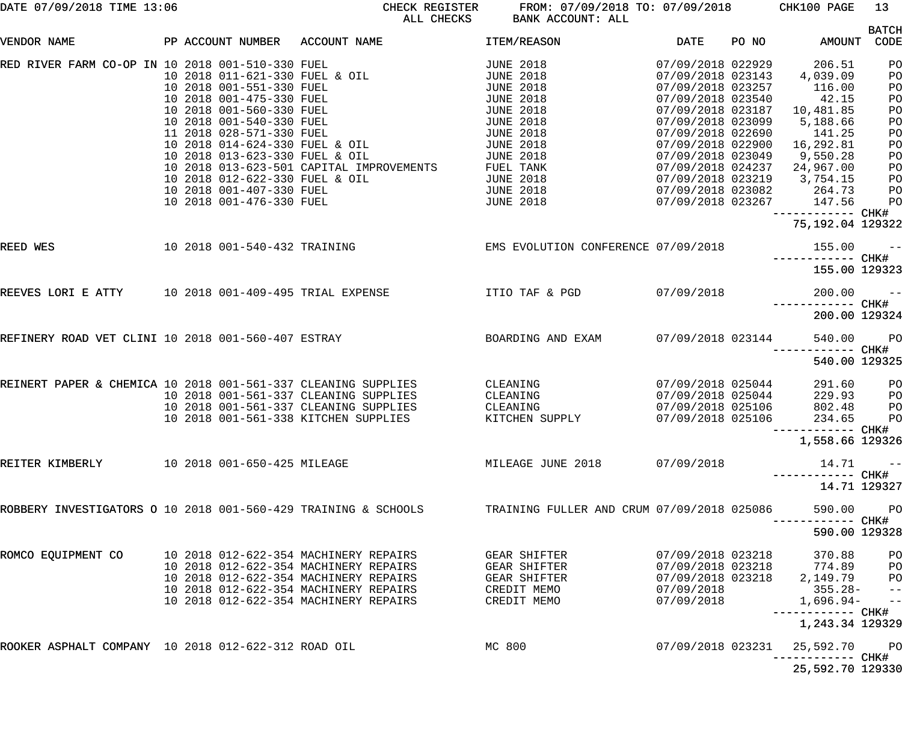DATE 07/09/2018 TIME 13:06 CHECK REGISTER FROM: 07/09/2018 TO: 07/09/2018 CHK100
ALL CHECKS BANK ACCOUNT: ALL

| VENDOR NAME | PP | ACCOUNT NUMBER | ACCOUNT NAME | ITEM/REASON | DATE | PO NO | AMOUNT | BATCH CODE |
|---|---|---|---|---|---|---|---|---|
| RED RIVER FARM CO-OP IN | 10 | 2018 001-510-330 | FUEL | JUNE 2018 | 07/09/2018 | 022929 | 206.51 | PO |
| | 10 | 2018 011-621-330 | FUEL & OIL | JUNE 2018 | 07/09/2018 | 023143 | 4,039.09 | PO |
| | 10 | 2018 001-551-330 | FUEL | JUNE 2018 | 07/09/2018 | 023257 | 116.00 | PO |
| | 10 | 2018 001-475-330 | FUEL | JUNE 2018 | 07/09/2018 | 023540 | 42.15 | PO |
| | 10 | 2018 001-560-330 | FUEL | JUNE 2018 | 07/09/2018 | 023187 | 10,481.85 | PO |
| | 10 | 2018 001-540-330 | FUEL | JUNE 2018 | 07/09/2018 | 023099 | 5,188.66 | PO |
| | 11 | 2018 028-571-330 | FUEL | JUNE 2018 | 07/09/2018 | 022690 | 141.25 | PO |
| | 10 | 2018 014-624-330 | FUEL & OIL | JUNE 2018 | 07/09/2018 | 022900 | 16,292.81 | PO |
| | 10 | 2018 013-623-330 | FUEL & OIL | JUNE 2018 | 07/09/2018 | 023049 | 9,550.28 | PO |
| | 10 | 2018 013-623-501 | CAPITAL IMPROVEMENTS | FUEL TANK | 07/09/2018 | 024237 | 24,967.00 | PO |
| | 10 | 2018 012-622-330 | FUEL & OIL | JUNE 2018 | 07/09/2018 | 023219 | 3,754.15 | PO |
| | 10 | 2018 001-407-330 | FUEL | JUNE 2018 | 07/09/2018 | 023082 | 264.73 | PO |
| | 10 | 2018 001-476-330 | FUEL | JUNE 2018 | 07/09/2018 | 023267 | 147.56 | PO |
| | | | | | | | 75,192.04 | CHK# 129322 |
| REED WES | 10 | 2018 001-540-432 | TRAINING | EMS EVOLUTION CONFERENCE | 07/09/2018 | | 155.00 | -- |
| | | | | | | | 155.00 | CHK# 129323 |
| REEVES LORI E ATTY | 10 | 2018 001-409-495 | TRIAL EXPENSE | ITIO TAF & PGD | 07/09/2018 | | 200.00 | -- |
| | | | | | | | 200.00 | CHK# 129324 |
| REFINERY ROAD VET CLINI | 10 | 2018 001-560-407 | ESTRAY | BOARDING AND EXAM | 07/09/2018 | 023144 | 540.00 | PO |
| | | | | | | | 540.00 | CHK# 129325 |
| REINERT PAPER & CHEMICA | 10 | 2018 001-561-337 | CLEANING SUPPLIES | CLEANING | 07/09/2018 | 025044 | 291.60 | PO |
| | 10 | 2018 001-561-337 | CLEANING SUPPLIES | CLEANING | 07/09/2018 | 025044 | 229.93 | PO |
| | 10 | 2018 001-561-337 | CLEANING SUPPLIES | CLEANING | 07/09/2018 | 025106 | 802.48 | PO |
| | 10 | 2018 001-561-338 | KITCHEN SUPPLIES | KITCHEN SUPPLY | 07/09/2018 | 025106 | 234.65 | PO |
| | | | | | | | 1,558.66 | CHK# 129326 |
| REITER KIMBERLY | 10 | 2018 001-650-425 | MILEAGE | MILEAGE JUNE 2018 | 07/09/2018 | | 14.71 | -- |
| | | | | | | | 14.71 | CHK# 129327 |
| ROBBERY INVESTIGATORS O | 10 | 2018 001-560-429 | TRAINING & SCHOOLS | TRAINING FULLER AND CRUM | 07/09/2018 | 025086 | 590.00 | PO |
| | | | | | | | 590.00 | CHK# 129328 |
| ROMCO EQUIPMENT CO | 10 | 2018 012-622-354 | MACHINERY REPAIRS | GEAR SHIFTER | 07/09/2018 | 023218 | 370.88 | PO |
| | 10 | 2018 012-622-354 | MACHINERY REPAIRS | GEAR SHIFTER | 07/09/2018 | 023218 | 774.89 | PO |
| | 10 | 2018 012-622-354 | MACHINERY REPAIRS | GEAR SHIFTER | 07/09/2018 | 023218 | 2,149.79 | PO |
| | 10 | 2018 012-622-354 | MACHINERY REPAIRS | CREDIT MEMO | 07/09/2018 | | 355.28- | -- |
| | 10 | 2018 012-622-354 | MACHINERY REPAIRS | CREDIT MEMO | 07/09/2018 | | 1,696.94- | -- |
| | | | | | | | 1,243.34 | CHK# 129329 |
| ROOKER ASPHALT COMPANY | 10 | 2018 012-622-312 | ROAD OIL | MC 800 | 07/09/2018 | 023231 | 25,592.70 | PO |
| | | | | | | | 25,592.70 | CHK# 129330 |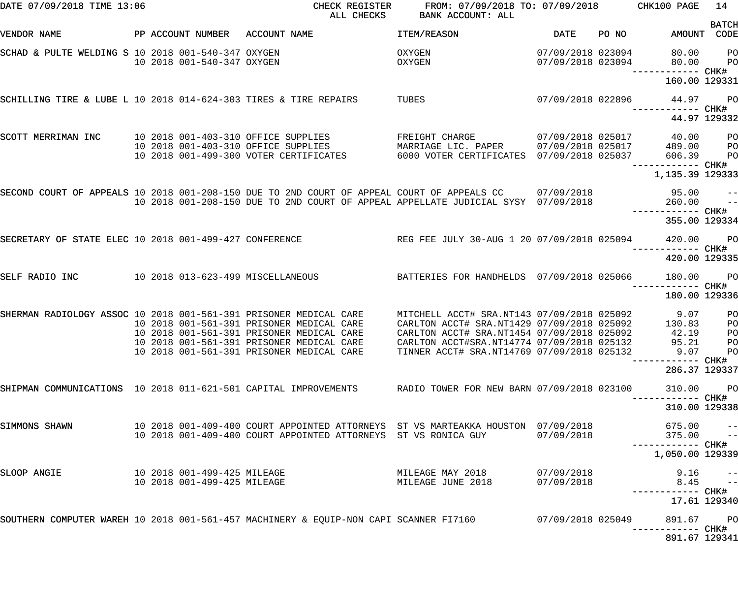DATE 07/09/2018 TIME 13:06 CHECK REGISTER FROM: 07/09/2018 TO: 07/09/2018 CHK100 PAGE 14
ALL CHECKS BANK ACCOUNT: ALL

| VENDOR NAME | PP | ACCOUNT NUMBER | ACCOUNT NAME | ITEM/REASON | DATE | PO NO | AMOUNT | BATCH CODE |
|---|---|---|---|---|---|---|---|---|
| SCHAD & PULTE WELDING S | 10 | 2018 001-540-347 | OXYGEN | OXYGEN | 07/09/2018 | 023094 | 80.00 | PO |
| | 10 | 2018 001-540-347 | OXYGEN | OXYGEN | 07/09/2018 | 023094 | 80.00 | PO |
| | | | | | | | 160.00 | CHK# 129331 |
| SCHILLING TIRE & LUBE L | 10 | 2018 014-624-303 | TIRES & TIRE REPAIRS | TUBES | 07/09/2018 | 022896 | 44.97 | PO |
| | | | | | | | 44.97 | CHK# 129332 |
| SCOTT MERRIMAN INC | 10 | 2018 001-403-310 | OFFICE SUPPLIES | FREIGHT CHARGE | 07/09/2018 | 025017 | 40.00 | PO |
| | 10 | 2018 001-403-310 | OFFICE SUPPLIES | MARRIAGE LIC. PAPER | 07/09/2018 | 025017 | 489.00 | PO |
| | 10 | 2018 001-499-300 | VOTER CERTIFICATES | 6000 VOTER CERTIFICATES | 07/09/2018 | 025037 | 606.39 | PO |
| | | | | | | | 1,135.39 | CHK# 129333 |
| SECOND COURT OF APPEALS | 10 | 2018 001-208-150 | DUE TO 2ND COURT OF APPEAL | COURT OF APPEALS CC | 07/09/2018 | | 95.00 | -- |
| | 10 | 2018 001-208-150 | DUE TO 2ND COURT OF APPEAL | APPELLATE JUDICIAL SYSY | 07/09/2018 | | 260.00 | -- |
| | | | | | | | 355.00 | CHK# 129334 |
| SECRETARY OF STATE ELEC | 10 | 2018 001-499-427 | CONFERENCE | REG FEE JULY 30-AUG 1 20 | 07/09/2018 | 025094 | 420.00 | PO |
| | | | | | | | 420.00 | CHK# 129335 |
| SELF RADIO INC | 10 | 2018 013-623-499 | MISCELLANEOUS | BATTERIES FOR HANDHELDS | 07/09/2018 | 025066 | 180.00 | PO |
| | | | | | | | 180.00 | CHK# 129336 |
| SHERMAN RADIOLOGY ASSOC | 10 | 2018 001-561-391 | PRISONER MEDICAL CARE | MITCHELL ACCT# SRA.NT143 | 07/09/2018 | 025092 | 9.07 | PO |
| | 10 | 2018 001-561-391 | PRISONER MEDICAL CARE | CARLTON ACCT# SRA.NT1429 | 07/09/2018 | 025092 | 130.83 | PO |
| | 10 | 2018 001-561-391 | PRISONER MEDICAL CARE | CARLTON ACCT# SRA.NT1454 | 07/09/2018 | 025092 | 42.19 | PO |
| | 10 | 2018 001-561-391 | PRISONER MEDICAL CARE | CARLTON ACCT#SRA.NT14774 | 07/09/2018 | 025132 | 95.21 | PO |
| | 10 | 2018 001-561-391 | PRISONER MEDICAL CARE | TINNER ACCT# SRA.NT14769 | 07/09/2018 | 025132 | 9.07 | PO |
| | | | | | | | 286.37 | CHK# 129337 |
| SHIPMAN COMMUNICATIONS | 10 | 2018 011-621-501 | CAPITAL IMPROVEMENTS | RADIO TOWER FOR NEW BARN | 07/09/2018 | 023100 | 310.00 | PO |
| | | | | | | | 310.00 | CHK# 129338 |
| SIMMONS SHAWN | 10 | 2018 001-409-400 | COURT APPOINTED ATTORNEYS | ST VS MARTEAKKA HOUSTON | 07/09/2018 | | 675.00 | -- |
| | 10 | 2018 001-409-400 | COURT APPOINTED ATTORNEYS | ST VS RONICA GUY | 07/09/2018 | | 375.00 | -- |
| | | | | | | | 1,050.00 | CHK# 129339 |
| SLOOP ANGIE | 10 | 2018 001-499-425 | MILEAGE | MILEAGE MAY 2018 | 07/09/2018 | | 9.16 | -- |
| | 10 | 2018 001-499-425 | MILEAGE | MILEAGE JUNE 2018 | 07/09/2018 | | 8.45 | -- |
| | | | | | | | 17.61 | CHK# 129340 |
| SOUTHERN COMPUTER WAREH | 10 | 2018 001-561-457 | MACHINERY & EQUIP-NON CAPI | SCANNER FI7160 | 07/09/2018 | 025049 | 891.67 | PO |
| | | | | | | | 891.67 | CHK# 129341 |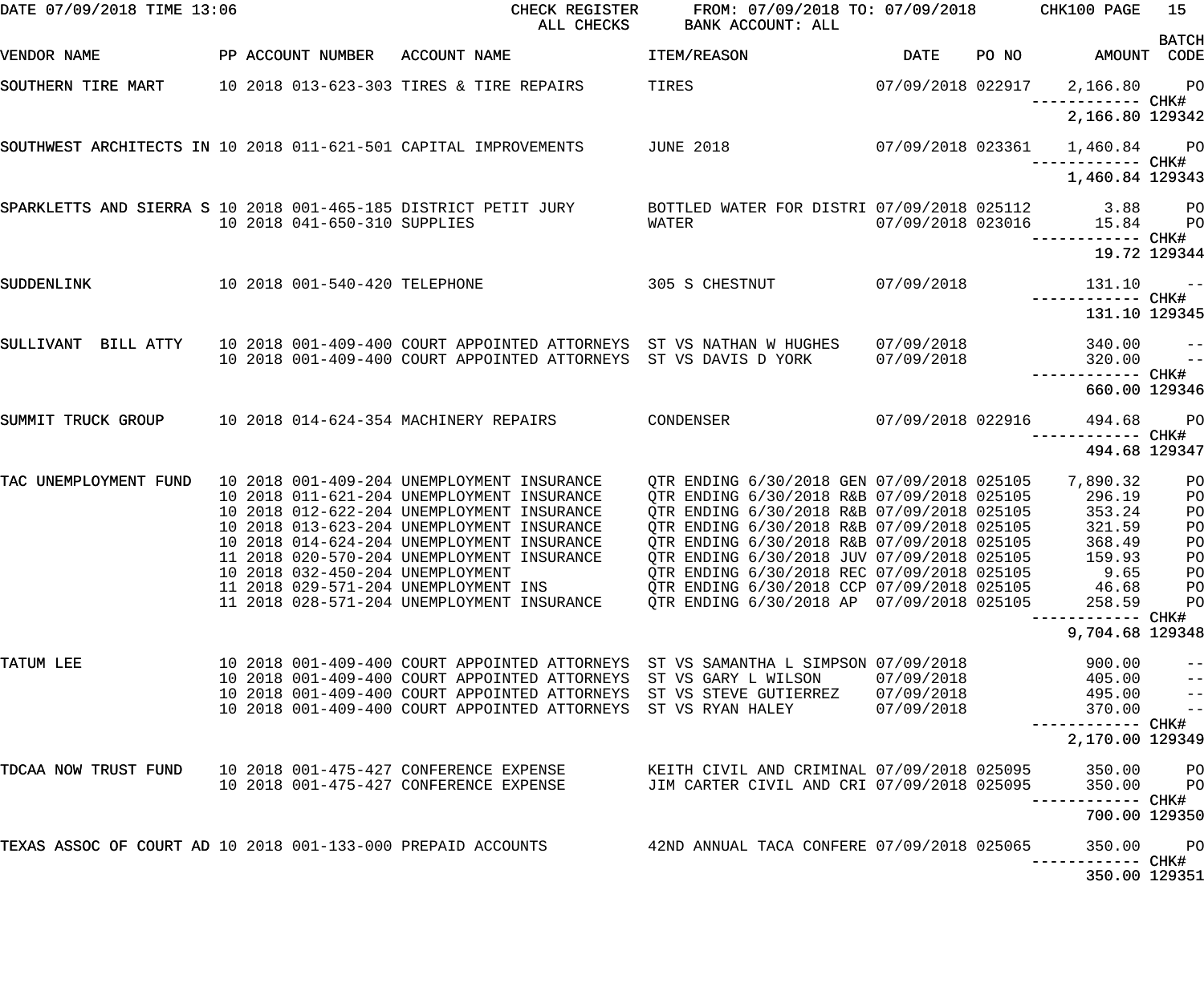DATE 07/09/2018 TIME 13:06 CHECK REGISTER ALL CHECKS FROM: 07/09/2018 TO: 07/09/2018 BANK ACCOUNT: ALL CHK100 PAGE 15

| VENDOR NAME | PP | ACCOUNT NUMBER | ACCOUNT NAME | ITEM/REASON | DATE | PO NO | AMOUNT | BATCH CODE |
|---|---|---|---|---|---|---|---|---|
| SOUTHERN TIRE MART | 10 | 2018 013-623-303 | TIRES & TIRE REPAIRS | TIRES | 07/09/2018 | 022917 | 2,166.80 | PO |
| | | | | | | | ------------ CHK# | |
| | | | | | | | 2,166.80 | 129342 |
| SOUTHWEST ARCHITECTS IN | 10 | 2018 011-621-501 | CAPITAL IMPROVEMENTS | JUNE 2018 | 07/09/2018 | 023361 | 1,460.84 | PO |
| | | | | | | | ------------ CHK# | |
| | | | | | | | 1,460.84 | 129343 |
| SPARKLETTS AND SIERRA S | 10 | 2018 001-465-185 | DISTRICT PETIT JURY | BOTTLED WATER FOR DISTRI | 07/09/2018 | 025112 | 3.88 | PO |
| | 10 | 2018 041-650-310 | SUPPLIES | WATER | 07/09/2018 | 023016 | 15.84 | PO |
| | | | | | | | ------------ CHK# | |
| | | | | | | | 19.72 | 129344 |
| SUDDENLINK | 10 | 2018 001-540-420 | TELEPHONE | 305 S CHESTNUT | 07/09/2018 | | 131.10 | -- |
| | | | | | | | ------------ CHK# | |
| | | | | | | | 131.10 | 129345 |
| SULLIVANT BILL ATTY | 10 | 2018 001-409-400 | COURT APPOINTED ATTORNEYS | ST VS NATHAN W HUGHES | 07/09/2018 | | 340.00 | -- |
| | 10 | 2018 001-409-400 | COURT APPOINTED ATTORNEYS | ST VS DAVIS D YORK | 07/09/2018 | | 320.00 | -- |
| | | | | | | | ------------ CHK# | |
| | | | | | | | 660.00 | 129346 |
| SUMMIT TRUCK GROUP | 10 | 2018 014-624-354 | MACHINERY REPAIRS | CONDENSER | 07/09/2018 | 022916 | 494.68 | PO |
| | | | | | | | ------------ CHK# | |
| | | | | | | | 494.68 | 129347 |
| TAC UNEMPLOYMENT FUND | 10 | 2018 001-409-204 | UNEMPLOYMENT INSURANCE | QTR ENDING 6/30/2018 GEN | 07/09/2018 | 025105 | 7,890.32 | PO |
| | 10 | 2018 011-621-204 | UNEMPLOYMENT INSURANCE | QTR ENDING 6/30/2018 R&B | 07/09/2018 | 025105 | 296.19 | PO |
| | 10 | 2018 012-622-204 | UNEMPLOYMENT INSURANCE | QTR ENDING 6/30/2018 R&B | 07/09/2018 | 025105 | 353.24 | PO |
| | 10 | 2018 013-623-204 | UNEMPLOYMENT INSURANCE | QTR ENDING 6/30/2018 R&B | 07/09/2018 | 025105 | 321.59 | PO |
| | 10 | 2018 014-624-204 | UNEMPLOYMENT INSURANCE | QTR ENDING 6/30/2018 R&B | 07/09/2018 | 025105 | 368.49 | PO |
| | 11 | 2018 020-570-204 | UNEMPLOYMENT INSURANCE | QTR ENDING 6/30/2018 JUV | 07/09/2018 | 025105 | 159.93 | PO |
| | 10 | 2018 032-450-204 | UNEMPLOYMENT | QTR ENDING 6/30/2018 REC | 07/09/2018 | 025105 | 9.65 | PO |
| | 11 | 2018 029-571-204 | UNEMPLOYMENT INS | QTR ENDING 6/30/2018 CCP | 07/09/2018 | 025105 | 46.68 | PO |
| | 11 | 2018 028-571-204 | UNEMPLOYMENT INSURANCE | QTR ENDING 6/30/2018 AP | 07/09/2018 | 025105 | 258.59 | PO |
| | | | | | | | ------------ CHK# | |
| | | | | | | | 9,704.68 | 129348 |
| TATUM LEE | 10 | 2018 001-409-400 | COURT APPOINTED ATTORNEYS | ST VS SAMANTHA L SIMPSON | 07/09/2018 | | 900.00 | -- |
| | 10 | 2018 001-409-400 | COURT APPOINTED ATTORNEYS | ST VS GARY L WILSON | 07/09/2018 | | 405.00 | -- |
| | 10 | 2018 001-409-400 | COURT APPOINTED ATTORNEYS | ST VS STEVE GUTIERREZ | 07/09/2018 | | 495.00 | -- |
| | 10 | 2018 001-409-400 | COURT APPOINTED ATTORNEYS | ST VS RYAN HALEY | 07/09/2018 | | 370.00 | -- |
| | | | | | | | ------------ CHK# | |
| | | | | | | | 2,170.00 | 129349 |
| TDCAA NOW TRUST FUND | 10 | 2018 001-475-427 | CONFERENCE EXPENSE | KEITH CIVIL AND CRIMINAL | 07/09/2018 | 025095 | 350.00 | PO |
| | 10 | 2018 001-475-427 | CONFERENCE EXPENSE | JIM CARTER CIVIL AND CRI | 07/09/2018 | 025095 | 350.00 | PO |
| | | | | | | | ------------ CHK# | |
| | | | | | | | 700.00 | 129350 |
| TEXAS ASSOC OF COURT AD | 10 | 2018 001-133-000 | PREPAID ACCOUNTS | 42ND ANNUAL TACA CONFERE | 07/09/2018 | 025065 | 350.00 | PO |
| | | | | | | | ------------ CHK# | |
| | | | | | | | 350.00 | 129351 |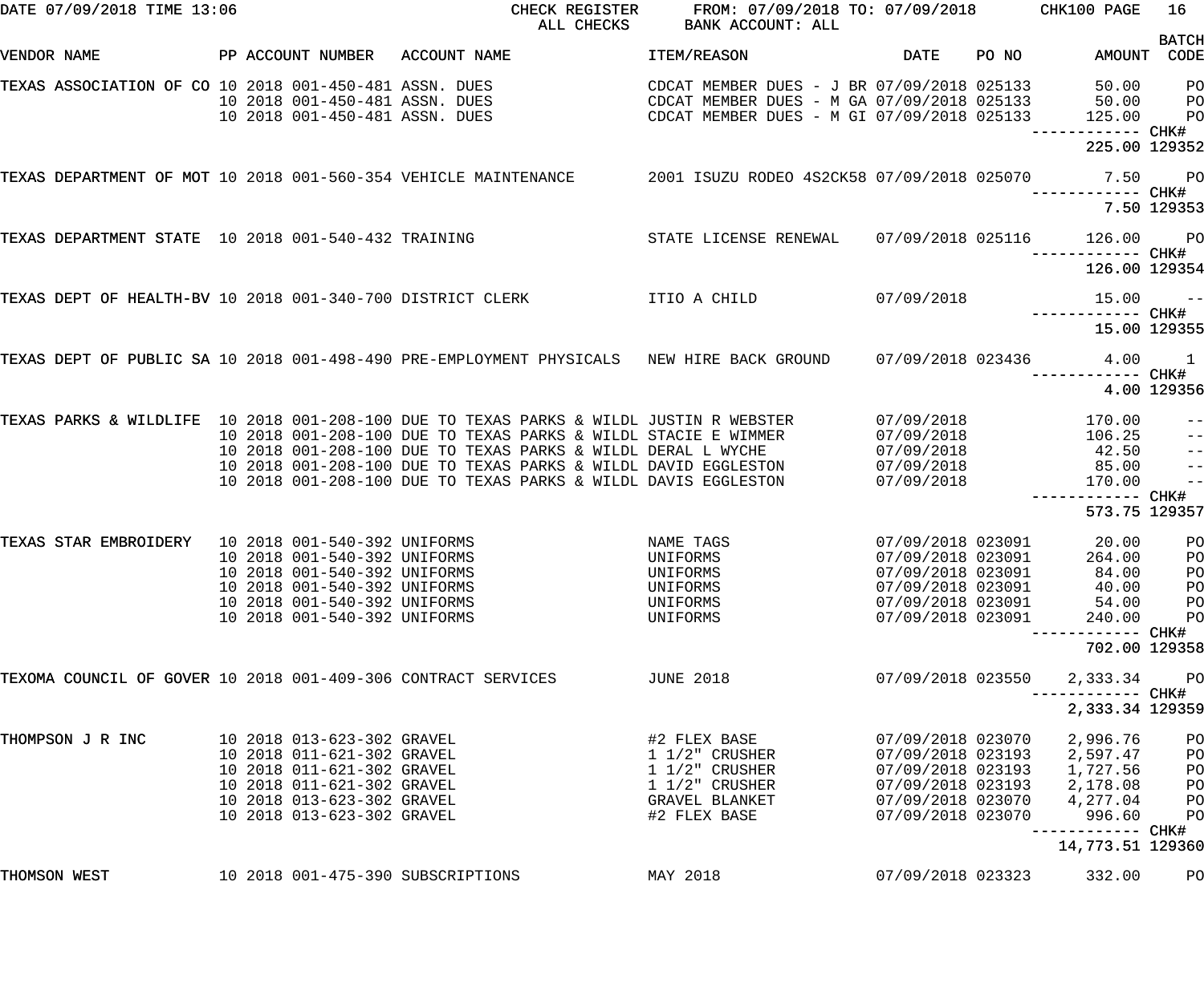DATE 07/09/2018 TIME 13:06 CHECK REGISTER FROM: 07/09/2018 TO: 07/09/2018 CHK100 PAGE 16
ALL CHECKS BANK ACCOUNT: ALL

| VENDOR NAME | PP | ACCOUNT NUMBER | ACCOUNT NAME | ITEM/REASON | DATE | PO NO | AMOUNT | BATCH CODE |
|---|---|---|---|---|---|---|---|---|
| TEXAS ASSOCIATION OF CO | 10 2018 | 001-450-481 | ASSN. DUES | CDCAT MEMBER DUES - J BR | 07/09/2018 | 025133 | 50.00 | PO |
| | 10 2018 | 001-450-481 | ASSN. DUES | CDCAT MEMBER DUES - M GA | 07/09/2018 | 025133 | 50.00 | PO |
| | 10 2018 | 001-450-481 | ASSN. DUES | CDCAT MEMBER DUES - M GI | 07/09/2018 | 025133 | 125.00 | PO |
| | | | | | | | ------------ | CHK# |
| | | | | | | | 225.00 | 129352 |
| TEXAS DEPARTMENT OF MOT | 10 2018 | 001-560-354 | VEHICLE MAINTENANCE | 2001 ISUZU RODEO 4S2CK58 | 07/09/2018 | 025070 | 7.50 | PO |
| | | | | | | | ------------ | CHK# |
| | | | | | | | 7.50 | 129353 |
| TEXAS DEPARTMENT STATE | 10 2018 | 001-540-432 | TRAINING | STATE LICENSE RENEWAL | 07/09/2018 | 025116 | 126.00 | PO |
| | | | | | | | ------------ | CHK# |
| | | | | | | | 126.00 | 129354 |
| TEXAS DEPT OF HEALTH-BV | 10 2018 | 001-340-700 | DISTRICT CLERK | ITIO A CHILD | 07/09/2018 | | 15.00 | -- |
| | | | | | | | ------------ | CHK# |
| | | | | | | | 15.00 | 129355 |
| TEXAS DEPT OF PUBLIC SA | 10 2018 | 001-498-490 | PRE-EMPLOYMENT PHYSICALS | NEW HIRE BACK GROUND | 07/09/2018 | 023436 | 4.00 | 1 |
| | | | | | | | ------------ | CHK# |
| | | | | | | | 4.00 | 129356 |
| TEXAS PARKS & WILDLIFE | 10 2018 | 001-208-100 | DUE TO TEXAS PARKS & WILDL | JUSTIN R WEBSTER | 07/09/2018 | | 170.00 | -- |
| | 10 2018 | 001-208-100 | DUE TO TEXAS PARKS & WILDL | STACIE E WIMMER | 07/09/2018 | | 106.25 | -- |
| | 10 2018 | 001-208-100 | DUE TO TEXAS PARKS & WILDL | DERAL L WYCHE | 07/09/2018 | | 42.50 | -- |
| | 10 2018 | 001-208-100 | DUE TO TEXAS PARKS & WILDL | DAVID EGGLESTON | 07/09/2018 | | 85.00 | -- |
| | 10 2018 | 001-208-100 | DUE TO TEXAS PARKS & WILDL | DAVIS EGGLESTON | 07/09/2018 | | 170.00 | -- |
| | | | | | | | ------------ | CHK# |
| | | | | | | | 573.75 | 129357 |
| TEXAS STAR EMBROIDERY | 10 2018 | 001-540-392 | UNIFORMS | NAME TAGS | 07/09/2018 | 023091 | 20.00 | PO |
| | 10 2018 | 001-540-392 | UNIFORMS | UNIFORMS | 07/09/2018 | 023091 | 264.00 | PO |
| | 10 2018 | 001-540-392 | UNIFORMS | UNIFORMS | 07/09/2018 | 023091 | 84.00 | PO |
| | 10 2018 | 001-540-392 | UNIFORMS | UNIFORMS | 07/09/2018 | 023091 | 40.00 | PO |
| | 10 2018 | 001-540-392 | UNIFORMS | UNIFORMS | 07/09/2018 | 023091 | 54.00 | PO |
| | 10 2018 | 001-540-392 | UNIFORMS | UNIFORMS | 07/09/2018 | 023091 | 240.00 | PO |
| | | | | | | | ------------ | CHK# |
| | | | | | | | 702.00 | 129358 |
| TEXOMA COUNCIL OF GOVER | 10 2018 | 001-409-306 | CONTRACT SERVICES | JUNE 2018 | 07/09/2018 | 023550 | 2,333.34 | PO |
| | | | | | | | ------------ | CHK# |
| | | | | | | | 2,333.34 | 129359 |
| THOMPSON J R INC | 10 2018 | 013-623-302 | GRAVEL | #2 FLEX BASE | 07/09/2018 | 023070 | 2,996.76 | PO |
| | 10 2018 | 011-621-302 | GRAVEL | 1 1/2" CRUSHER | 07/09/2018 | 023193 | 2,597.47 | PO |
| | 10 2018 | 011-621-302 | GRAVEL | 1 1/2" CRUSHER | 07/09/2018 | 023193 | 1,727.56 | PO |
| | 10 2018 | 011-621-302 | GRAVEL | 1 1/2" CRUSHER | 07/09/2018 | 023193 | 2,178.08 | PO |
| | 10 2018 | 013-623-302 | GRAVEL | GRAVEL BLANKET | 07/09/2018 | 023070 | 4,277.04 | PO |
| | 10 2018 | 013-623-302 | GRAVEL | #2 FLEX BASE | 07/09/2018 | 023070 | 996.60 | PO |
| | | | | | | | ------------ | CHK# |
| | | | | | | | 14,773.51 | 129360 |
| THOMSON WEST | 10 2018 | 001-475-390 | SUBSCRIPTIONS | MAY 2018 | 07/09/2018 | 023323 | 332.00 | PO |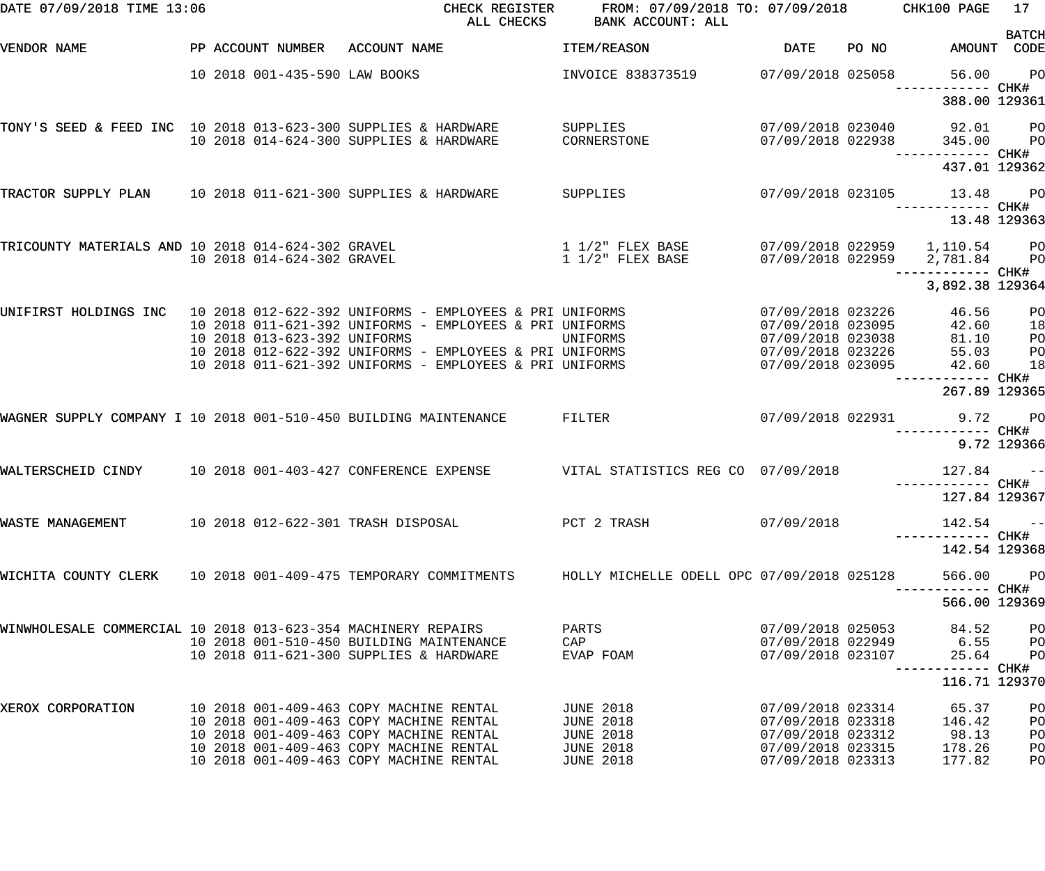DATE 07/09/2018 TIME 13:06 CHECK REGISTER ALL CHECKS FROM: 07/09/2018 TO: 07/09/2018 BANK ACCOUNT: ALL CHK100 PAGE 17

| VENDOR NAME | PP ACCOUNT NUMBER | ACCOUNT NAME | ITEM/REASON | DATE | PO NO | AMOUNT | BATCH CODE |
|---|---|---|---|---|---|---|---|
| | 10 2018 001-435-590 | LAW BOOKS | INVOICE 838373519 | 07/09/2018 | 025058 | 56.00 | PO |
| | | | | | | 388.00 | CHK# 129361 |
| TONY'S SEED & FEED INC | 10 2018 013-623-300 | SUPPLIES & HARDWARE | SUPPLIES | 07/09/2018 | 023040 | 92.01 | PO |
| | 10 2018 014-624-300 | SUPPLIES & HARDWARE | CORNERSTONE | 07/09/2018 | 022938 | 345.00 | PO |
| | | | | | | 437.01 | CHK# 129362 |
| TRACTOR SUPPLY PLAN | 10 2018 011-621-300 | SUPPLIES & HARDWARE | SUPPLIES | 07/09/2018 | 023105 | 13.48 | PO |
| | | | | | | 13.48 | CHK# 129363 |
| TRICOUNTY MATERIALS AND | 10 2018 014-624-302 | GRAVEL | 1 1/2" FLEX BASE | 07/09/2018 | 022959 | 1,110.54 | PO |
| | 10 2018 014-624-302 | GRAVEL | 1 1/2" FLEX BASE | 07/09/2018 | 022959 | 2,781.84 | PO |
| | | | | | | 3,892.38 | CHK# 129364 |
| UNIFIRST HOLDINGS INC | 10 2018 012-622-392 | UNIFORMS - EMPLOYEES & PRI | UNIFORMS | 07/09/2018 | 023226 | 46.56 | PO |
| | 10 2018 011-621-392 | UNIFORMS - EMPLOYEES & PRI | UNIFORMS | 07/09/2018 | 023095 | 42.60 | 18 |
| | 10 2018 013-623-392 | UNIFORMS | UNIFORMS | 07/09/2018 | 023038 | 81.10 | PO |
| | 10 2018 012-622-392 | UNIFORMS - EMPLOYEES & PRI | UNIFORMS | 07/09/2018 | 023226 | 55.03 | PO |
| | 10 2018 011-621-392 | UNIFORMS - EMPLOYEES & PRI | UNIFORMS | 07/09/2018 | 023095 | 42.60 | 18 |
| | | | | | | 267.89 | CHK# 129365 |
| WAGNER SUPPLY COMPANY I | 10 2018 001-510-450 | BUILDING MAINTENANCE | FILTER | 07/09/2018 | 022931 | 9.72 | PO |
| | | | | | | 9.72 | CHK# 129366 |
| WALTERSCHEID CINDY | 10 2018 001-403-427 | CONFERENCE EXPENSE | VITAL STATISTICS REG CO | 07/09/2018 | | 127.84 | -- |
| | | | | | | 127.84 | CHK# 129367 |
| WASTE MANAGEMENT | 10 2018 012-622-301 | TRASH DISPOSAL | PCT 2 TRASH | 07/09/2018 | | 142.54 | -- |
| | | | | | | 142.54 | CHK# 129368 |
| WICHITA COUNTY CLERK | 10 2018 001-409-475 | TEMPORARY COMMITMENTS | HOLLY MICHELLE ODELL OPC | 07/09/2018 | 025128 | 566.00 | PO |
| | | | | | | 566.00 | CHK# 129369 |
| WINWHOLESALE COMMERCIAL | 10 2018 013-623-354 | MACHINERY REPAIRS | PARTS | 07/09/2018 | 025053 | 84.52 | PO |
| | 10 2018 001-510-450 | BUILDING MAINTENANCE | CAP | 07/09/2018 | 022949 | 6.55 | PO |
| | 10 2018 011-621-300 | SUPPLIES & HARDWARE | EVAP FOAM | 07/09/2018 | 023107 | 25.64 | PO |
| | | | | | | 116.71 | CHK# 129370 |
| XEROX CORPORATION | 10 2018 001-409-463 | COPY MACHINE RENTAL | JUNE 2018 | 07/09/2018 | 023314 | 65.37 | PO |
| | 10 2018 001-409-463 | COPY MACHINE RENTAL | JUNE 2018 | 07/09/2018 | 023318 | 146.42 | PO |
| | 10 2018 001-409-463 | COPY MACHINE RENTAL | JUNE 2018 | 07/09/2018 | 023312 | 98.13 | PO |
| | 10 2018 001-409-463 | COPY MACHINE RENTAL | JUNE 2018 | 07/09/2018 | 023315 | 178.26 | PO |
| | 10 2018 001-409-463 | COPY MACHINE RENTAL | JUNE 2018 | 07/09/2018 | 023313 | 177.82 | PO |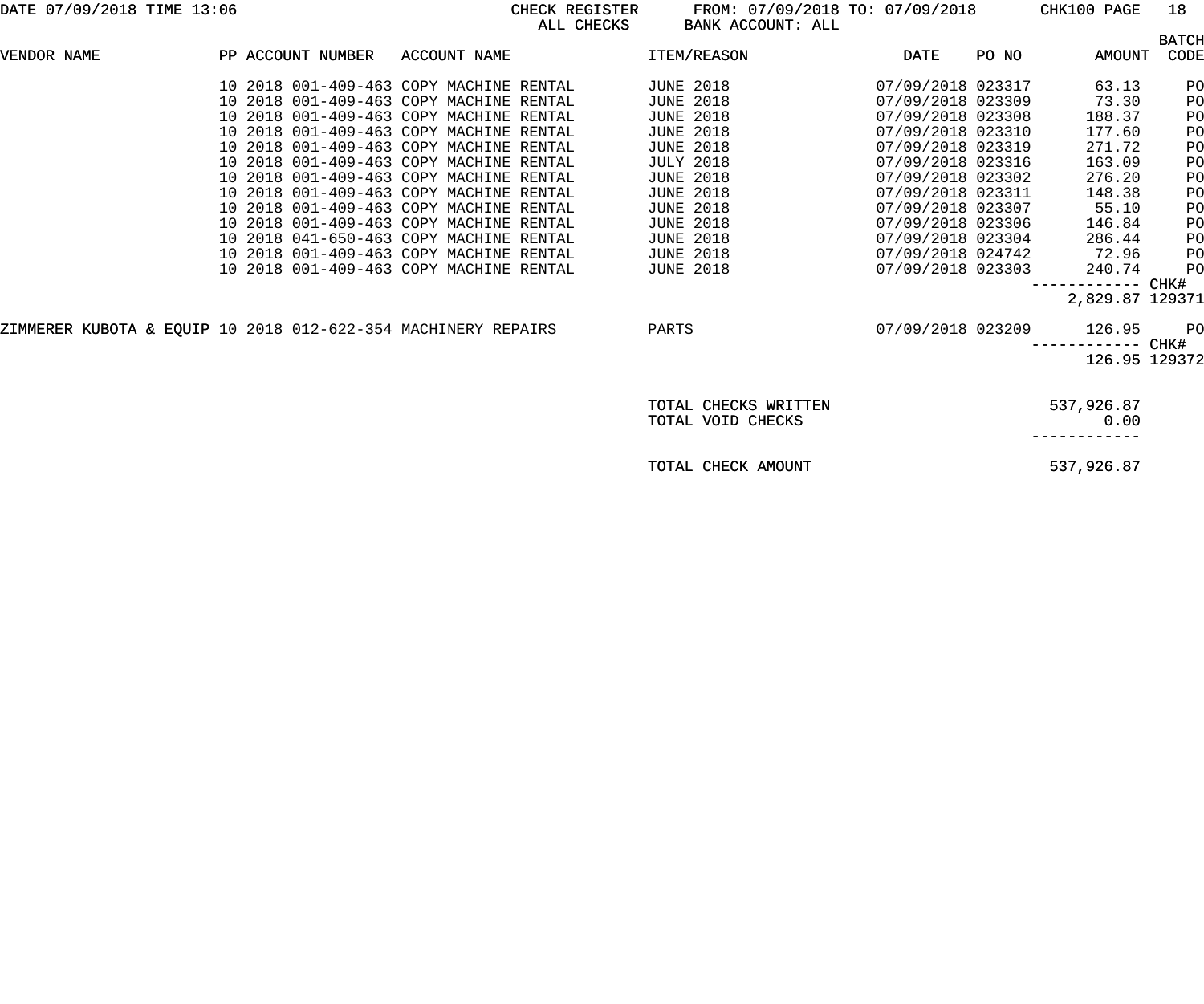DATE 07/09/2018 TIME 13:06 CHECK REGISTER FROM: 07/09/2018 TO: 07/09/2018 CHK100 PAGE 18

ALL CHECKS BANK ACCOUNT: ALL

| VENDOR NAME | PP | ACCOUNT NUMBER | ACCOUNT NAME | ITEM/REASON | DATE | PO NO | AMOUNT | BATCH CODE |
|---|---|---|---|---|---|---|---|---|
| | 10 | 2018 001-409-463 | COPY MACHINE RENTAL | JUNE 2018 | 07/09/2018 | 023317 | 63.13 | PO |
| | 10 | 2018 001-409-463 | COPY MACHINE RENTAL | JUNE 2018 | 07/09/2018 | 023309 | 73.30 | PO |
| | 10 | 2018 001-409-463 | COPY MACHINE RENTAL | JUNE 2018 | 07/09/2018 | 023308 | 188.37 | PO |
| | 10 | 2018 001-409-463 | COPY MACHINE RENTAL | JUNE 2018 | 07/09/2018 | 023310 | 177.60 | PO |
| | 10 | 2018 001-409-463 | COPY MACHINE RENTAL | JUNE 2018 | 07/09/2018 | 023319 | 271.72 | PO |
| | 10 | 2018 001-409-463 | COPY MACHINE RENTAL | JULY 2018 | 07/09/2018 | 023316 | 163.09 | PO |
| | 10 | 2018 001-409-463 | COPY MACHINE RENTAL | JUNE 2018 | 07/09/2018 | 023302 | 276.20 | PO |
| | 10 | 2018 001-409-463 | COPY MACHINE RENTAL | JUNE 2018 | 07/09/2018 | 023311 | 148.38 | PO |
| | 10 | 2018 001-409-463 | COPY MACHINE RENTAL | JUNE 2018 | 07/09/2018 | 023307 | 55.10 | PO |
| | 10 | 2018 001-409-463 | COPY MACHINE RENTAL | JUNE 2018 | 07/09/2018 | 023306 | 146.84 | PO |
| | 10 | 2018 041-650-463 | COPY MACHINE RENTAL | JUNE 2018 | 07/09/2018 | 023304 | 286.44 | PO |
| | 10 | 2018 001-409-463 | COPY MACHINE RENTAL | JUNE 2018 | 07/09/2018 | 024742 | 72.96 | PO |
| | 10 | 2018 001-409-463 | COPY MACHINE RENTAL | JUNE 2018 | 07/09/2018 | 023303 | 240.74 | PO |
| | | | | | | | ------------ | CHK# |
| | | | | | | | 2,829.87 | 129371 |
| ZIMMERER KUBOTA & EQUIP | 10 | 2018 012-622-354 | MACHINERY REPAIRS | PARTS | 07/09/2018 | 023209 | 126.95 | PO |
| | | | | | | | ------------ | CHK# |
| | | | | | | | 126.95 | 129372 |

| | |
|---|---|
| TOTAL CHECKS WRITTEN | 537,926.87 |
| TOTAL VOID CHECKS | 0.00 |
| | ------------ |
| TOTAL CHECK AMOUNT | 537,926.87 |